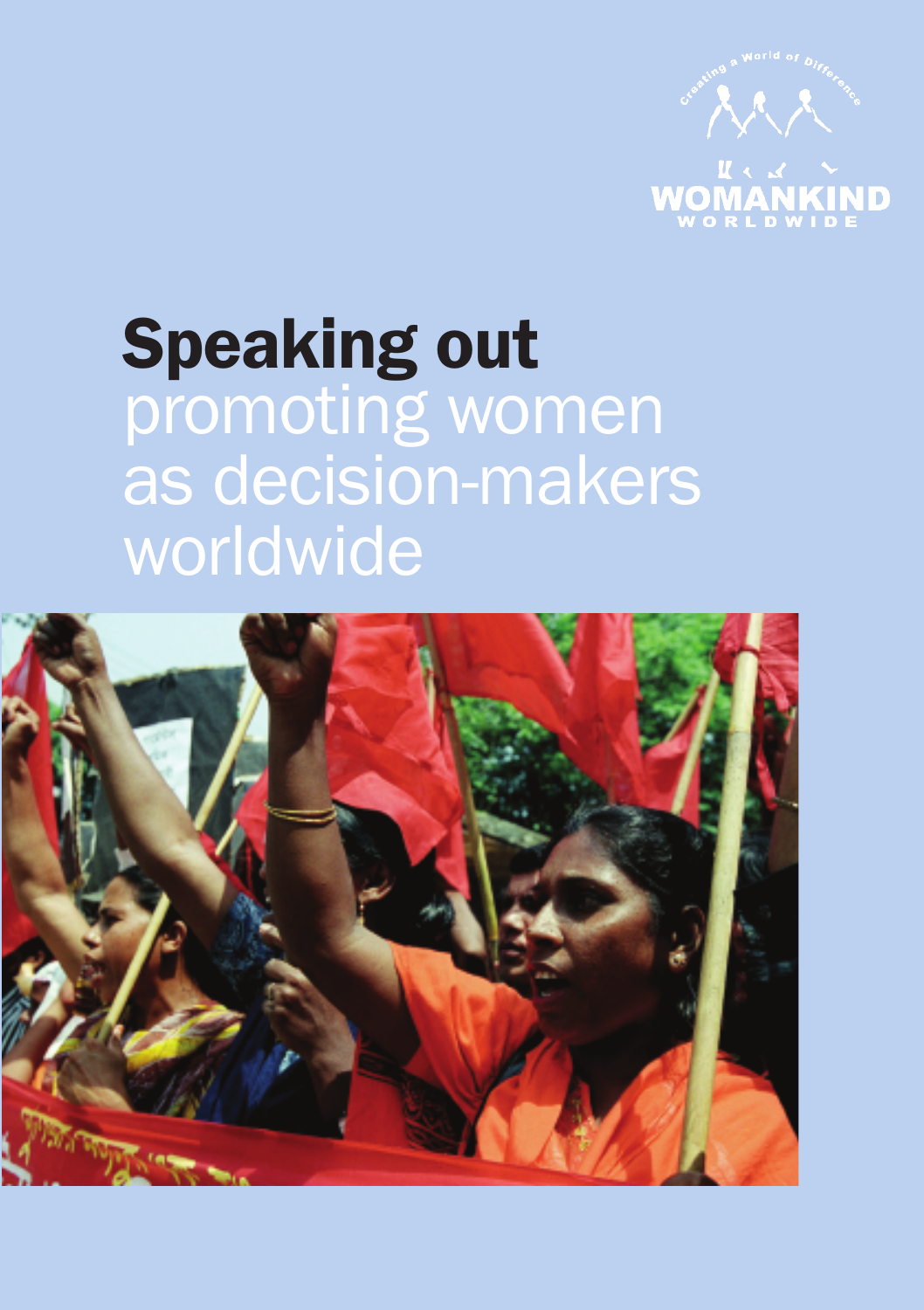Creating a World of Difference

WOMANKIND WORLDWIDE

# Speaking out
promoting women as decision-makers worldwide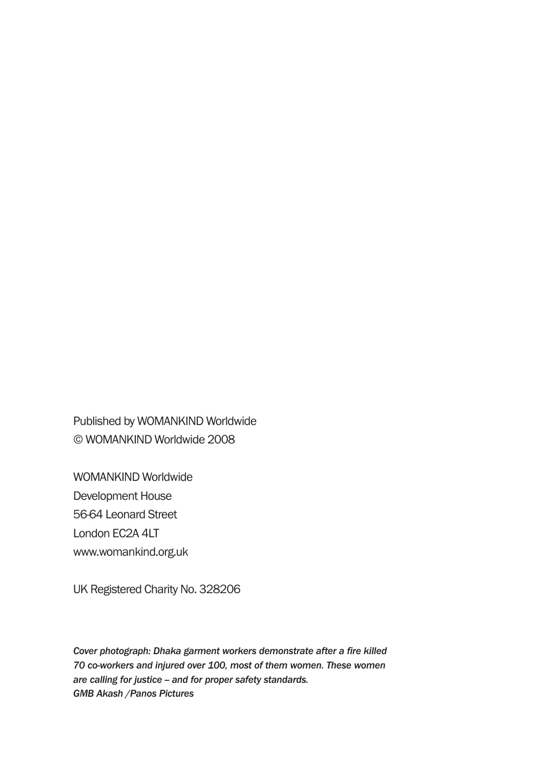Published by WOMANKIND Worldwide
© WOMANKIND Worldwide 2008

WOMANKIND Worldwide
Development House
56-64 Leonard Street
London EC2A 4LT
www.womankind.org.uk

UK Registered Charity No. 328206

*Cover photograph: Dhaka garment workers demonstrate after a fire killed 70 co-workers and injured over 100, most of them women. These women are calling for justice – and for proper safety standards.*
*GMB Akash /Panos Pictures*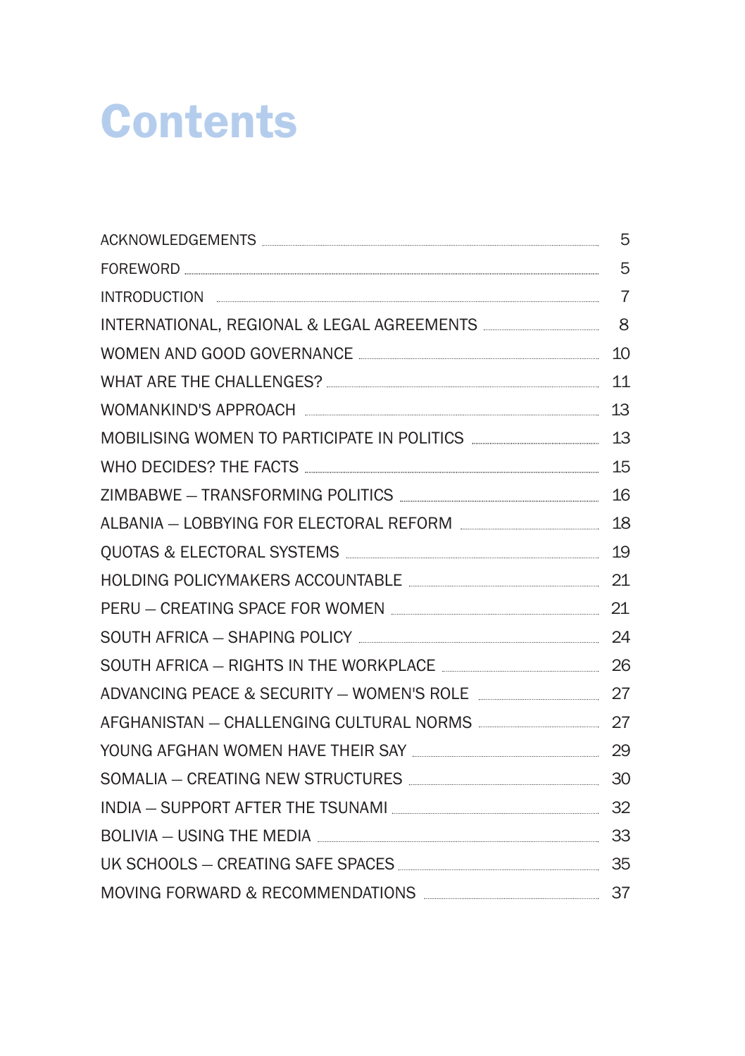# Contents

| | |
|---|---|
| ACKNOWLEDGEMENTS | 5 |
| FOREWORD | 5 |
| INTRODUCTION | 7 |
| INTERNATIONAL, REGIONAL & LEGAL AGREEMENTS | 8 |
| WOMEN AND GOOD GOVERNANCE | 10 |
| WHAT ARE THE CHALLENGES? | 11 |
| WOMANKIND'S APPROACH | 13 |
| MOBILISING WOMEN TO PARTICIPATE IN POLITICS | 13 |
| WHO DECIDES? THE FACTS | 15 |
| ZIMBABWE – TRANSFORMING POLITICS | 16 |
| ALBANIA – LOBBYING FOR ELECTORAL REFORM | 18 |
| QUOTAS & ELECTORAL SYSTEMS | 19 |
| HOLDING POLICYMAKERS ACCOUNTABLE | 21 |
| PERU – CREATING SPACE FOR WOMEN | 21 |
| SOUTH AFRICA – SHAPING POLICY | 24 |
| SOUTH AFRICA – RIGHTS IN THE WORKPLACE | 26 |
| ADVANCING PEACE & SECURITY – WOMEN'S ROLE | 27 |
| AFGHANISTAN – CHALLENGING CULTURAL NORMS | 27 |
| YOUNG AFGHAN WOMEN HAVE THEIR SAY | 29 |
| SOMALIA – CREATING NEW STRUCTURES | 30 |
| INDIA – SUPPORT AFTER THE TSUNAMI | 32 |
| BOLIVIA – USING THE MEDIA | 33 |
| UK SCHOOLS – CREATING SAFE SPACES | 35 |
| MOVING FORWARD & RECOMMENDATIONS | 37 |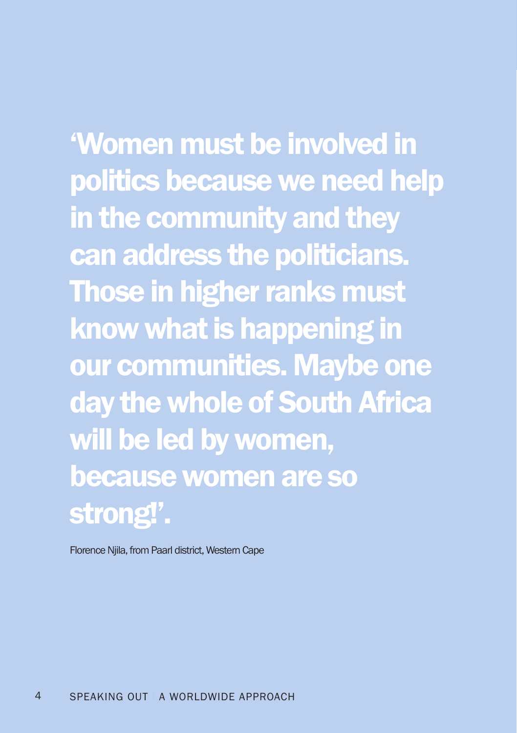**‘Women must be involved in politics because we need help in the community and they can address the politicians. Those in higher ranks must know what is happening in our communities. Maybe one day the whole of South Africa will be led by women, because women are so strong!’.**

Florence Njila, from Paarl district, Western Cape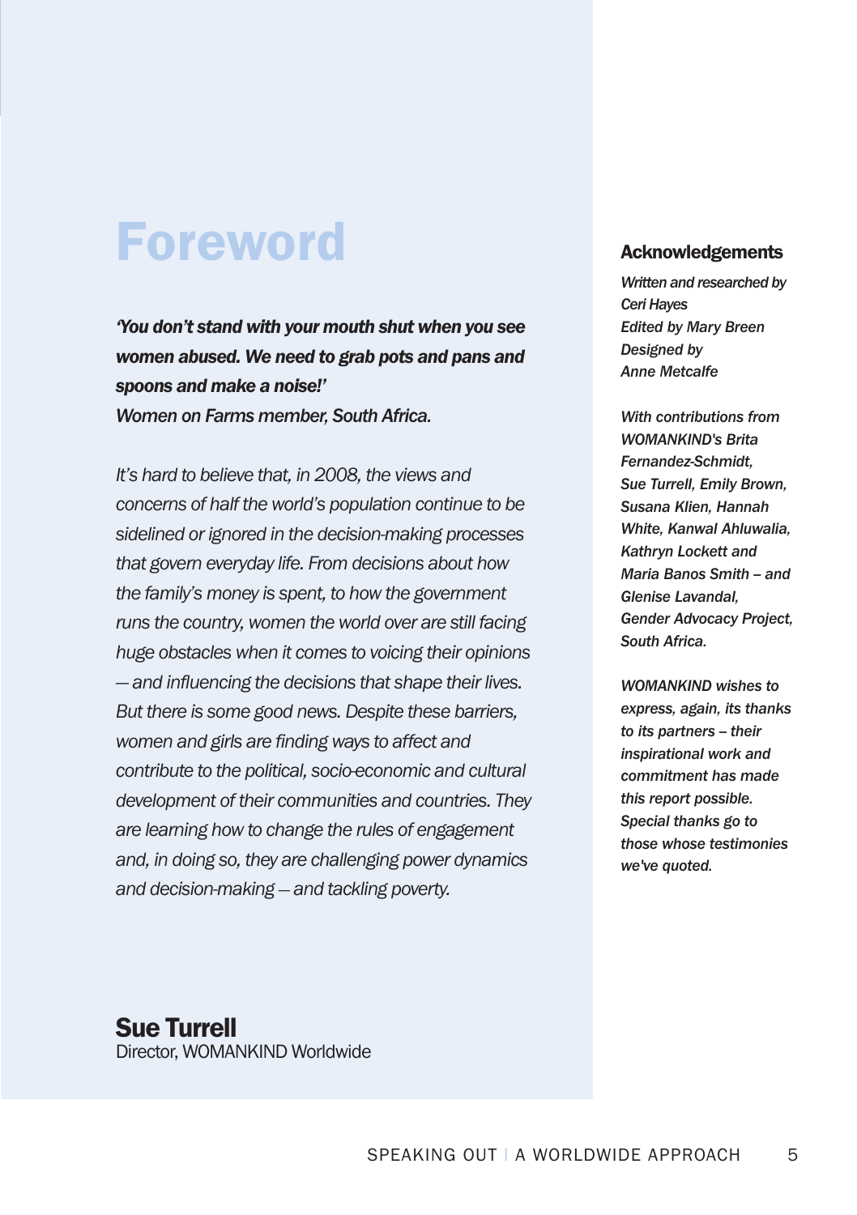# Foreword

***'You don't stand with your mouth shut when you see women abused. We need to grab pots and pans and spoons and make a noise!'***
*Women on Farms member, South Africa.*

*It's hard to believe that, in 2008, the views and concerns of half the world's population continue to be sidelined or ignored in the decision-making processes that govern everyday life. From decisions about how the family's money is spent, to how the government runs the country, women the world over are still facing huge obstacles when it comes to voicing their opinions – and influencing the decisions that shape their lives. But there is some good news. Despite these barriers, women and girls are finding ways to affect and contribute to the political, socio-economic and cultural development of their communities and countries. They are learning how to change the rules of engagement and, in doing so, they are challenging power dynamics and decision-making – and tackling poverty.*

**Sue Turrell**
Director, WOMANKIND Worldwide

## Acknowledgements

*Written and researched by Ceri Hayes*
*Edited by Mary Breen*
*Designed by Anne Metcalfe*

*With contributions from WOMANKIND's Brita Fernandez-Schmidt, Sue Turrell, Emily Brown, Susana Klien, Hannah White, Kanwal Ahluwalia, Kathryn Lockett and Maria Banos Smith – and Glenise Lavandal, Gender Advocacy Project, South Africa.*

*WOMANKIND wishes to express, again, its thanks to its partners – their inspirational work and commitment has made this report possible. Special thanks go to those whose testimonies we've quoted.*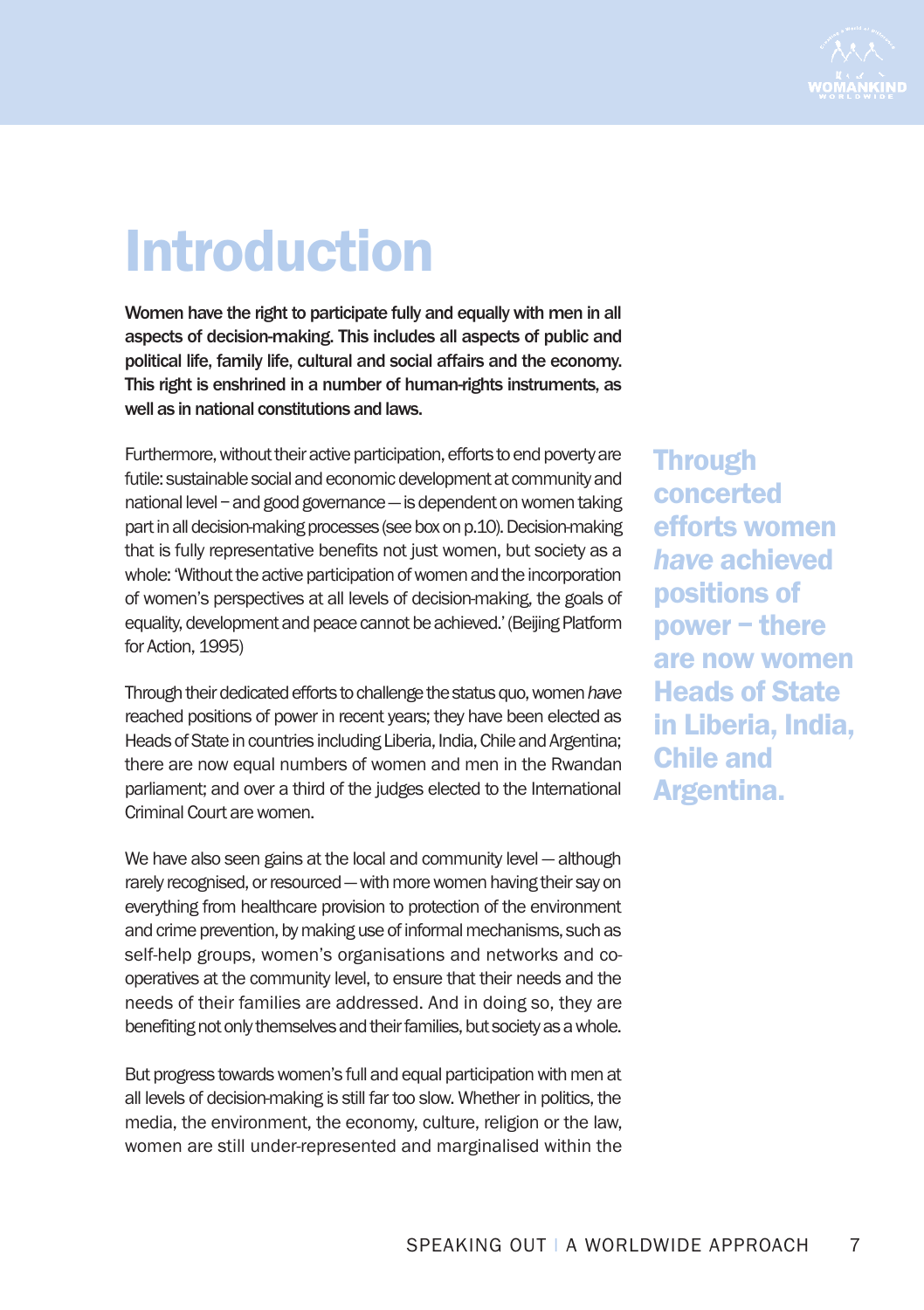# Introduction

**Women have the right to participate fully and equally with men in all aspects of decision-making. This includes all aspects of public and political life, family life, cultural and social affairs and the economy. This right is enshrined in a number of human-rights instruments, as well as in national constitutions and laws.**

Furthermore, without their active participation, efforts to end poverty are futile: sustainable social and economic development at community and national level – and good governance — is dependent on women taking part in all decision-making processes (see box on p.10). Decision-making that is fully representative benefits not just women, but society as a whole: 'Without the active participation of women and the incorporation of women's perspectives at all levels of decision-making, the goals of equality, development and peace cannot be achieved.' (Beijing Platform for Action, 1995)

**Through concerted efforts women *have* achieved positions of power – there are now women Heads of State in Liberia, India, Chile and Argentina.**

Through their dedicated efforts to challenge the status quo, women *have* reached positions of power in recent years; they have been elected as Heads of State in countries including Liberia, India, Chile and Argentina; there are now equal numbers of women and men in the Rwandan parliament; and over a third of the judges elected to the International Criminal Court are women.

We have also seen gains at the local and community level — although rarely recognised, or resourced — with more women having their say on everything from healthcare provision to protection of the environment and crime prevention, by making use of informal mechanisms, such as self-help groups, women's organisations and networks and co-operatives at the community level, to ensure that their needs and the needs of their families are addressed. And in doing so, they are benefiting not only themselves and their families, but society as a whole.

But progress towards women's full and equal participation with men at all levels of decision-making is still far too slow. Whether in politics, the media, the environment, the economy, culture, religion or the law, women are still under-represented and marginalised within the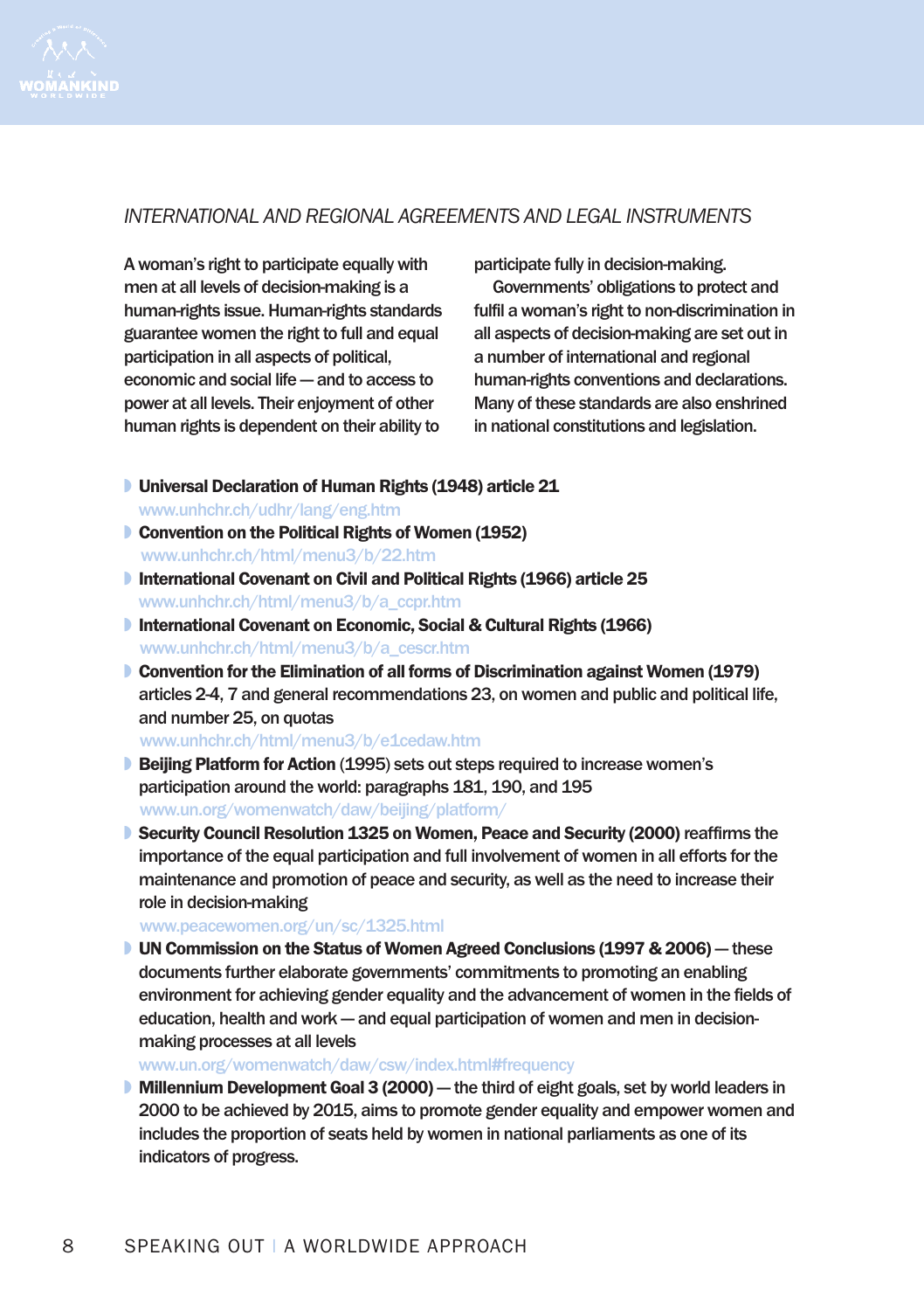## *INTERNATIONAL AND REGIONAL AGREEMENTS AND LEGAL INSTRUMENTS*

A woman's right to participate equally with men at all levels of decision-making is a human-rights issue. Human-rights standards guarantee women the right to full and equal participation in all aspects of political, economic and social life — and to access to power at all levels. Their enjoyment of other human rights is dependent on their ability to participate fully in decision-making.

Governments' obligations to protect and fulfil a woman's right to non-discrimination in all aspects of decision-making are set out in a number of international and regional human-rights conventions and declarations. Many of these standards are also enshrined in national constitutions and legislation.

- **Universal Declaration of Human Rights (1948) article 21**
  www.unhchr.ch/udhr/lang/eng.htm
- **Convention on the Political Rights of Women (1952)**
  www.unhchr.ch/html/menu3/b/22.htm
- **International Covenant on Civil and Political Rights (1966) article 25**
  www.unhchr.ch/html/menu3/b/a_ccpr.htm
- **International Covenant on Economic, Social & Cultural Rights (1966)**
  www.unhchr.ch/html/menu3/b/a_cescr.htm
- **Convention for the Elimination of all forms of Discrimination against Women (1979)** articles 2-4, 7 and general recommendations 23, on women and public and political life, and number 25, on quotas
  www.unhchr.ch/html/menu3/b/e1cedaw.htm
- **Beijing Platform for Action** (1995) sets out steps required to increase women's participation around the world: paragraphs 181, 190, and 195
  www.un.org/womenwatch/daw/beijing/platform/
- **Security Council Resolution 1325 on Women, Peace and Security (2000)** reaffirms the importance of the equal participation and full involvement of women in all efforts for the maintenance and promotion of peace and security, as well as the need to increase their role in decision-making
  www.peacewomen.org/un/sc/1325.html
- **UN Commission on the Status of Women Agreed Conclusions (1997 & 2006)** — these documents further elaborate governments' commitments to promoting an enabling environment for achieving gender equality and the advancement of women in the fields of education, health and work — and equal participation of women and men in decision-making processes at all levels
  www.un.org/womenwatch/daw/csw/index.html#frequency
- **Millennium Development Goal 3 (2000)** — the third of eight goals, set by world leaders in 2000 to be achieved by 2015, aims to promote gender equality and empower women and includes the proportion of seats held by women in national parliaments as one of its indicators of progress.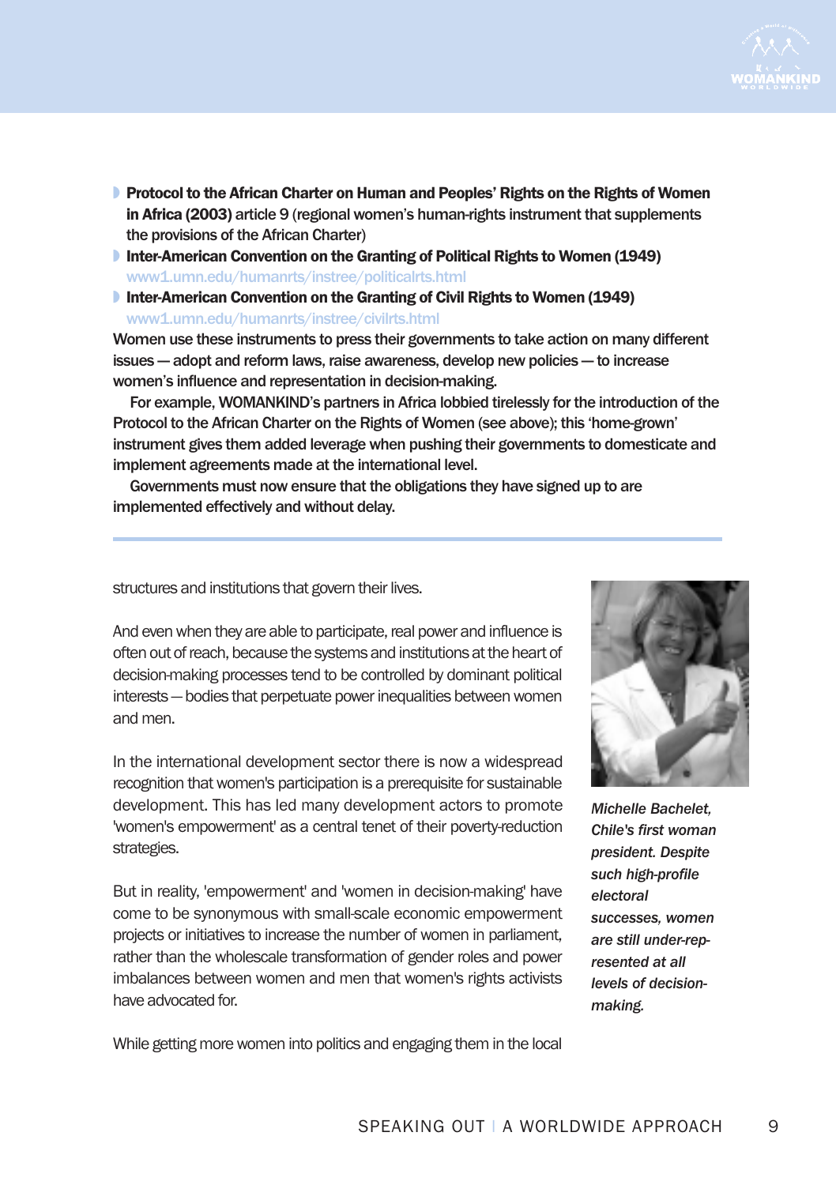- **Protocol to the African Charter on Human and Peoples' Rights on the Rights of Women in Africa (2003)** article 9 (regional women's human-rights instrument that supplements the provisions of the African Charter)
- **Inter-American Convention on the Granting of Political Rights to Women (1949)** www1.umn.edu/humanrts/instree/politicalrts.html
- **Inter-American Convention on the Granting of Civil Rights to Women (1949)** www1.umn.edu/humanrts/instree/civilrts.html

Women use these instruments to press their governments to take action on many different issues — adopt and reform laws, raise awareness, develop new policies — to increase women's influence and representation in decision-making.

For example, WOMANKIND's partners in Africa lobbied tirelessly for the introduction of the Protocol to the African Charter on the Rights of Women (see above); this 'home-grown' instrument gives them added leverage when pushing their governments to domesticate and implement agreements made at the international level.

Governments must now ensure that the obligations they have signed up to are implemented effectively and without delay.

---

structures and institutions that govern their lives.

And even when they are able to participate, real power and influence is often out of reach, because the systems and institutions at the heart of decision-making processes tend to be controlled by dominant political interests — bodies that perpetuate power inequalities between women and men.

In the international development sector there is now a widespread recognition that women's participation is a prerequisite for sustainable development. This has led many development actors to promote 'women's empowerment' as a central tenet of their poverty-reduction strategies.

But in reality, 'empowerment' and 'women in decision-making' have come to be synonymous with small-scale economic empowerment projects or initiatives to increase the number of women in parliament, rather than the wholescale transformation of gender roles and power imbalances between women and men that women's rights activists have advocated for.

While getting more women into politics and engaging them in the local

*Michelle Bachelet, Chile's first woman president. Despite such high-profile electoral successes, women are still under-represented at all levels of decision-making.*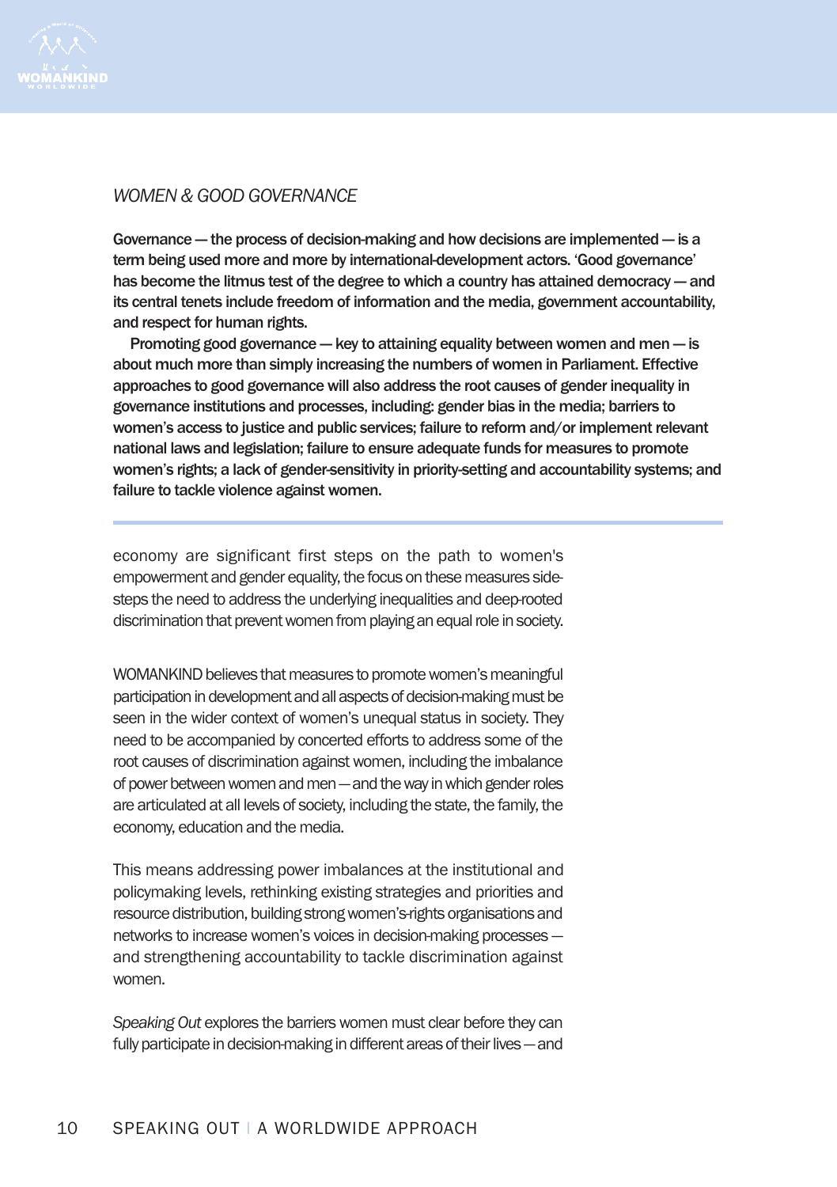*WOMEN & GOOD GOVERNANCE*

**Governance — the process of decision-making and how decisions are implemented — is a term being used more and more by international-development actors. 'Good governance' has become the litmus test of the degree to which a country has attained democracy — and its central tenets include freedom of information and the media, government accountability, and respect for human rights.**

**Promoting good governance — key to attaining equality between women and men — is about much more than simply increasing the numbers of women in Parliament. Effective approaches to good governance will also address the root causes of gender inequality in governance institutions and processes, including: gender bias in the media; barriers to women's access to justice and public services; failure to reform and/or implement relevant national laws and legislation; failure to ensure adequate funds for measures to promote women's rights; a lack of gender-sensitivity in priority-setting and accountability systems; and failure to tackle violence against women.**

---

economy are significant first steps on the path to women's empowerment and gender equality, the focus on these measures side-steps the need to address the underlying inequalities and deep-rooted discrimination that prevent women from playing an equal role in society.

WOMANKIND believes that measures to promote women's meaningful participation in development and all aspects of decision-making must be seen in the wider context of women's unequal status in society. They need to be accompanied by concerted efforts to address some of the root causes of discrimination against women, including the imbalance of power between women and men — and the way in which gender roles are articulated at all levels of society, including the state, the family, the economy, education and the media.

This means addressing power imbalances at the institutional and policymaking levels, rethinking existing strategies and priorities and resource distribution, building strong women's-rights organisations and networks to increase women's voices in decision-making processes — and strengthening accountability to tackle discrimination against women.

*Speaking Out* explores the barriers women must clear before they can fully participate in decision-making in different areas of their lives — and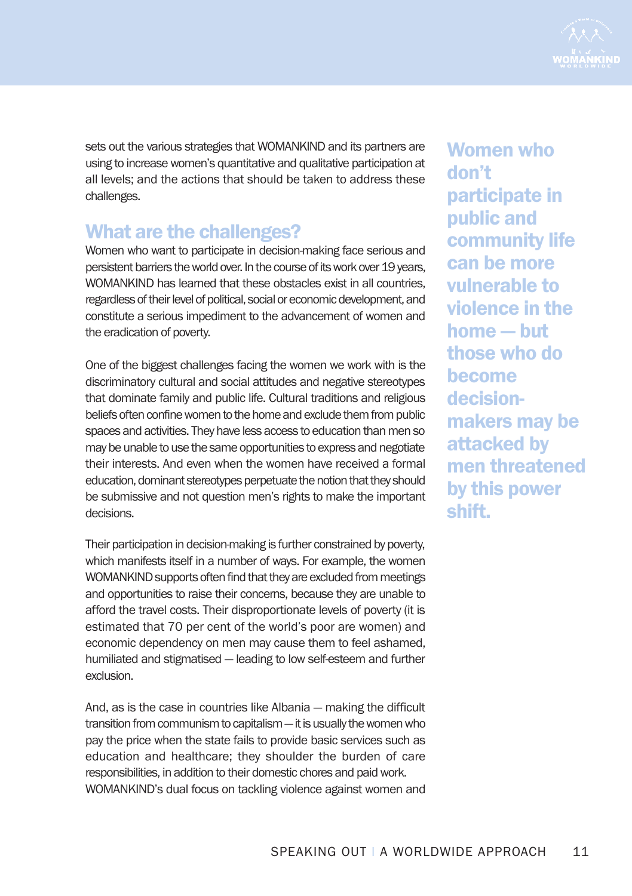sets out the various strategies that WOMANKIND and its partners are using to increase women's quantitative and qualitative participation at all levels; and the actions that should be taken to address these challenges.

## What are the challenges?

Women who want to participate in decision-making face serious and persistent barriers the world over. In the course of its work over 19 years, WOMANKIND has learned that these obstacles exist in all countries, regardless of their level of political, social or economic development, and constitute a serious impediment to the advancement of women and the eradication of poverty.

One of the biggest challenges facing the women we work with is the discriminatory cultural and social attitudes and negative stereotypes that dominate family and public life. Cultural traditions and religious beliefs often confine women to the home and exclude them from public spaces and activities. They have less access to education than men so may be unable to use the same opportunities to express and negotiate their interests. And even when the women have received a formal education, dominant stereotypes perpetuate the notion that they should be submissive and not question men's rights to make the important decisions.

Their participation in decision-making is further constrained by poverty, which manifests itself in a number of ways. For example, the women WOMANKIND supports often find that they are excluded from meetings and opportunities to raise their concerns, because they are unable to afford the travel costs. Their disproportionate levels of poverty (it is estimated that 70 per cent of the world's poor are women) and economic dependency on men may cause them to feel ashamed, humiliated and stigmatised — leading to low self-esteem and further exclusion.

And, as is the case in countries like Albania — making the difficult transition from communism to capitalism — it is usually the women who pay the price when the state fails to provide basic services such as education and healthcare; they shoulder the burden of care responsibilities, in addition to their domestic chores and paid work. WOMANKIND's dual focus on tackling violence against women and

**Women who don't participate in public and community life can be more vulnerable to violence in the home — but those who do become decision-makers may be attacked by men threatened by this power shift.**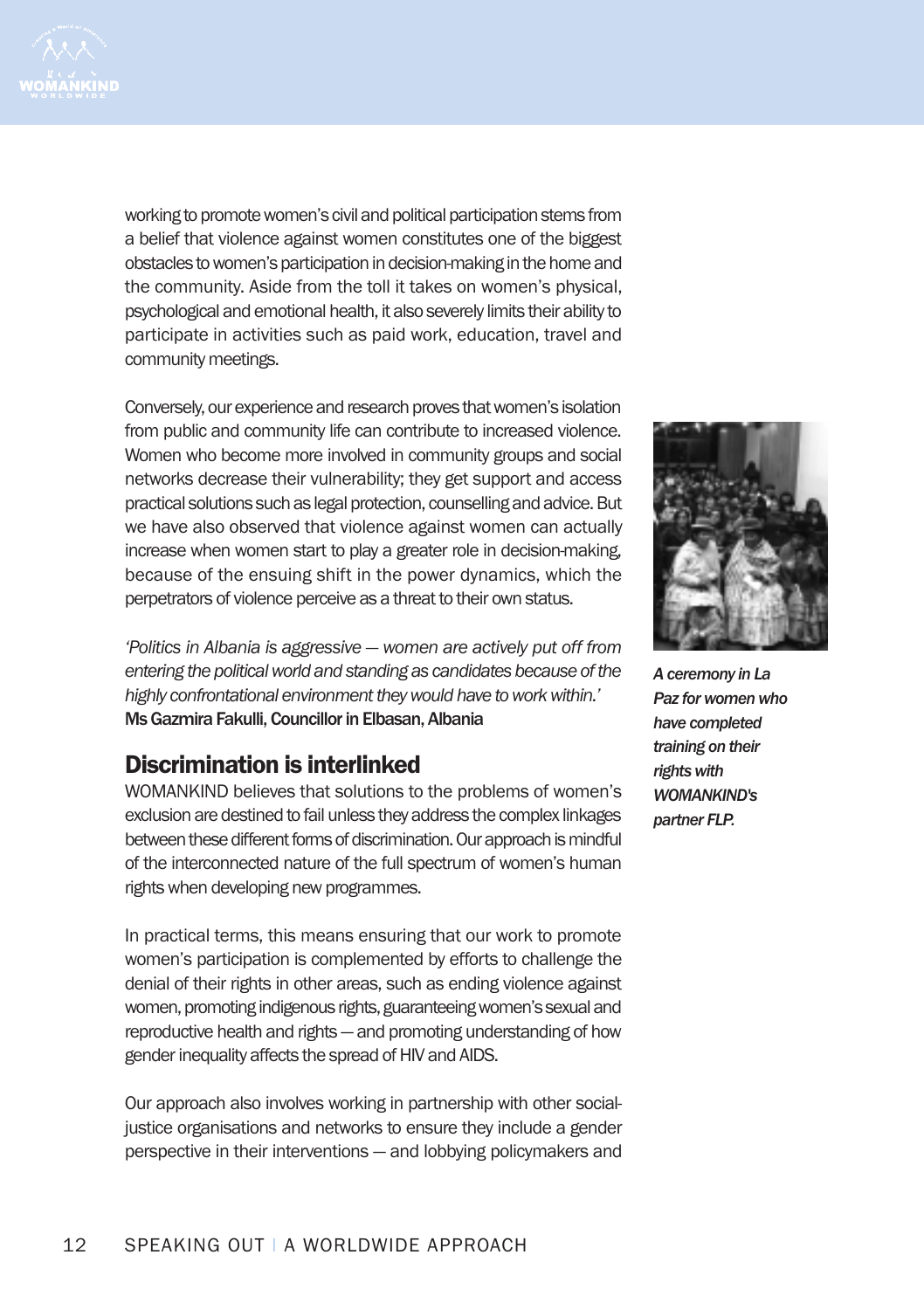working to promote women's civil and political participation stems from a belief that violence against women constitutes one of the biggest obstacles to women's participation in decision-making in the home and the community. Aside from the toll it takes on women's physical, psychological and emotional health, it also severely limits their ability to participate in activities such as paid work, education, travel and community meetings.

Conversely, our experience and research proves that women's isolation from public and community life can contribute to increased violence. Women who become more involved in community groups and social networks decrease their vulnerability; they get support and access practical solutions such as legal protection, counselling and advice. But we have also observed that violence against women can actually increase when women start to play a greater role in decision-making, because of the ensuing shift in the power dynamics, which the perpetrators of violence perceive as a threat to their own status.

*'Politics in Albania is aggressive – women are actively put off from entering the political world and standing as candidates because of the highly confrontational environment they would have to work within.'*
**Ms Gazmira Fakulli, Councillor in Elbasan, Albania**

*A ceremony in La Paz for women who have completed training on their rights with WOMANKIND's partner FLP.*

## Discrimination is interlinked

WOMANKIND believes that solutions to the problems of women's exclusion are destined to fail unless they address the complex linkages between these different forms of discrimination. Our approach is mindful of the interconnected nature of the full spectrum of women's human rights when developing new programmes.

In practical terms, this means ensuring that our work to promote women's participation is complemented by efforts to challenge the denial of their rights in other areas, such as ending violence against women, promoting indigenous rights, guaranteeing women's sexual and reproductive health and rights – and promoting understanding of how gender inequality affects the spread of HIV and AIDS.

Our approach also involves working in partnership with other social-justice organisations and networks to ensure they include a gender perspective in their interventions – and lobbying policymakers and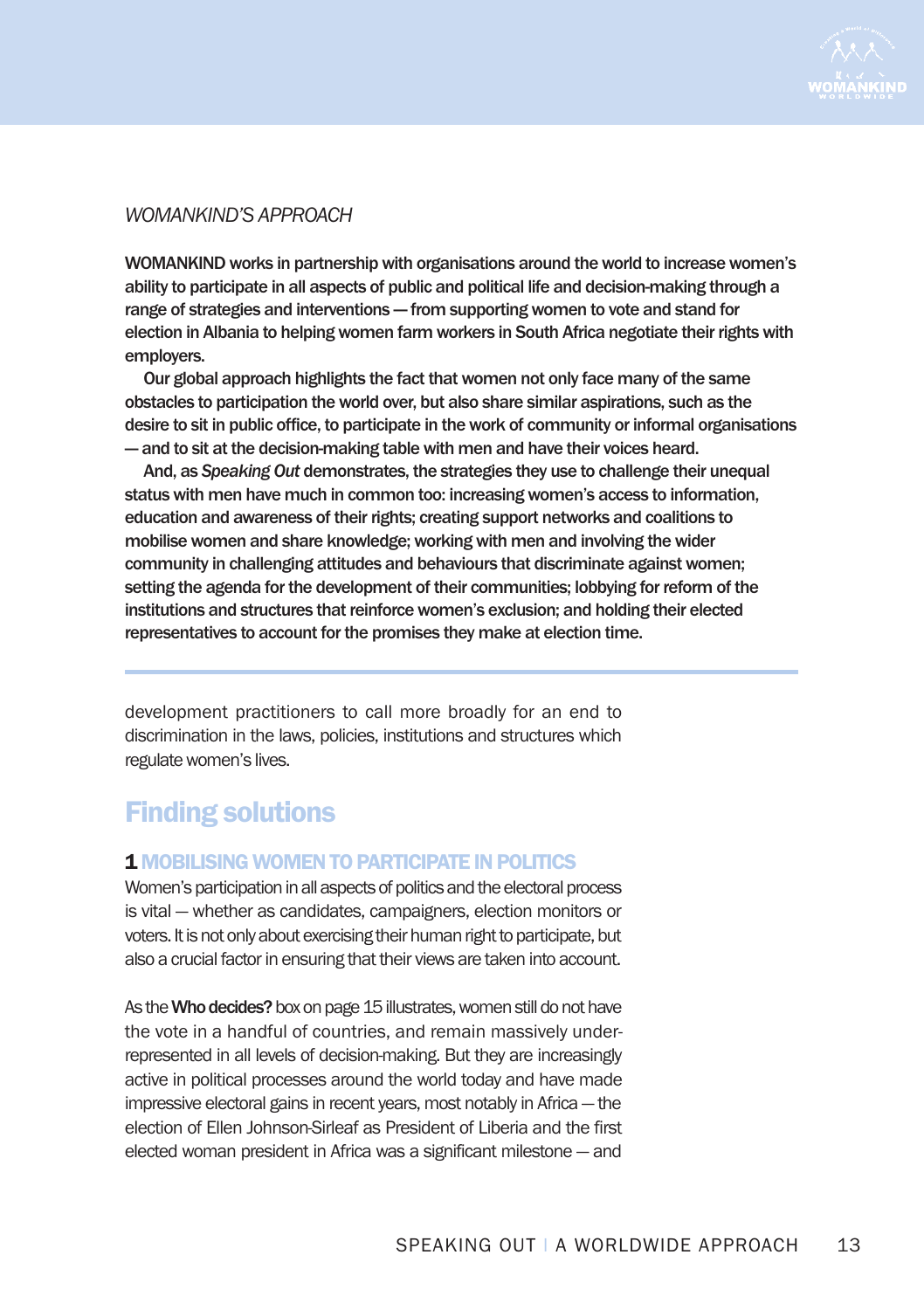*WOMANKIND'S APPROACH*

**WOMANKIND works in partnership with organisations around the world to increase women's ability to participate in all aspects of public and political life and decision-making through a range of strategies and interventions — from supporting women to vote and stand for election in Albania to helping women farm workers in South Africa negotiate their rights with employers.**

**Our global approach highlights the fact that women not only face many of the same obstacles to participation the world over, but also share similar aspirations, such as the desire to sit in public office, to participate in the work of community or informal organisations — and to sit at the decision-making table with men and have their voices heard.**

**And, as *Speaking Out* demonstrates, the strategies they use to challenge their unequal status with men have much in common too: increasing women's access to information, education and awareness of their rights; creating support networks and coalitions to mobilise women and share knowledge; working with men and involving the wider community in challenging attitudes and behaviours that discriminate against women; setting the agenda for the development of their communities; lobbying for reform of the institutions and structures that reinforce women's exclusion; and holding their elected representatives to account for the promises they make at election time.**

development practitioners to call more broadly for an end to discrimination in the laws, policies, institutions and structures which regulate women's lives.

## Finding solutions

### 1 MOBILISING WOMEN TO PARTICIPATE IN POLITICS

Women's participation in all aspects of politics and the electoral process is vital — whether as candidates, campaigners, election monitors or voters. It is not only about exercising their human right to participate, but also a crucial factor in ensuring that their views are taken into account.

As the **Who decides?** box on page 15 illustrates, women still do not have the vote in a handful of countries, and remain massively under-represented in all levels of decision-making. But they are increasingly active in political processes around the world today and have made impressive electoral gains in recent years, most notably in Africa — the election of Ellen Johnson-Sirleaf as President of Liberia and the first elected woman president in Africa was a significant milestone — and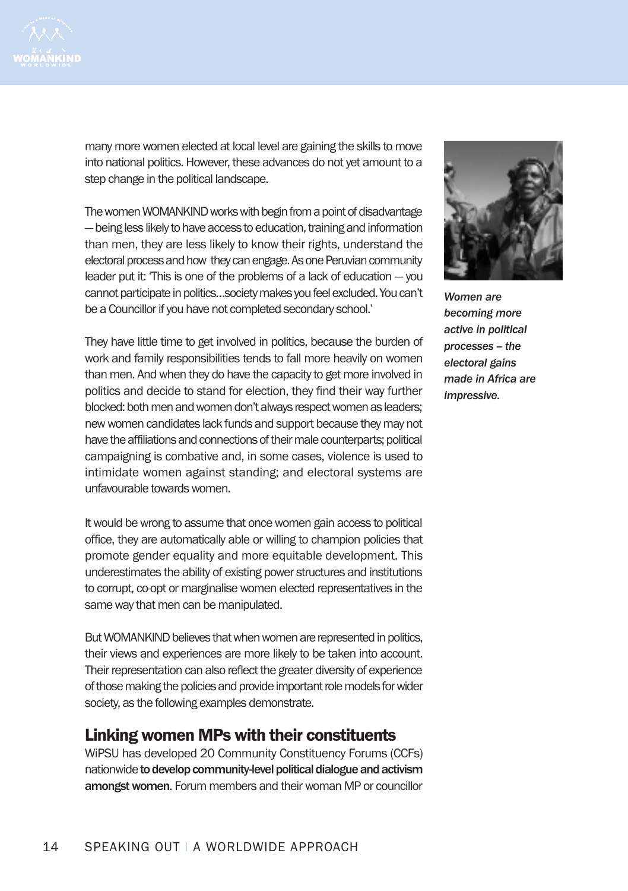many more women elected at local level are gaining the skills to move into national politics. However, these advances do not yet amount to a step change in the political landscape.

The women WOMANKIND works with begin from a point of disadvantage — being less likely to have access to education, training and information than men, they are less likely to know their rights, understand the electoral process and how they can engage. As one Peruvian community leader put it: 'This is one of the problems of a lack of education — you cannot participate in politics…society makes you feel excluded. You can't be a Councillor if you have not completed secondary school.'

They have little time to get involved in politics, because the burden of work and family responsibilities tends to fall more heavily on women than men. And when they do have the capacity to get more involved in politics and decide to stand for election, they find their way further blocked: both men and women don't always respect women as leaders; new women candidates lack funds and support because they may not have the affiliations and connections of their male counterparts; political campaigning is combative and, in some cases, violence is used to intimidate women against standing; and electoral systems are unfavourable towards women.

It would be wrong to assume that once women gain access to political office, they are automatically able or willing to champion policies that promote gender equality and more equitable development. This underestimates the ability of existing power structures and institutions to corrupt, co-opt or marginalise women elected representatives in the same way that men can be manipulated.

But WOMANKIND believes that when women are represented in politics, their views and experiences are more likely to be taken into account. Their representation can also reflect the greater diversity of experience of those making the policies and provide important role models for wider society, as the following examples demonstrate.

*Women are becoming more active in political processes – the electoral gains made in Africa are impressive.*

## Linking women MPs with their constituents

WiPSU has developed 20 Community Constituency Forums (CCFs) nationwide **to develop community-level political dialogue and activism amongst women**. Forum members and their woman MP or councillor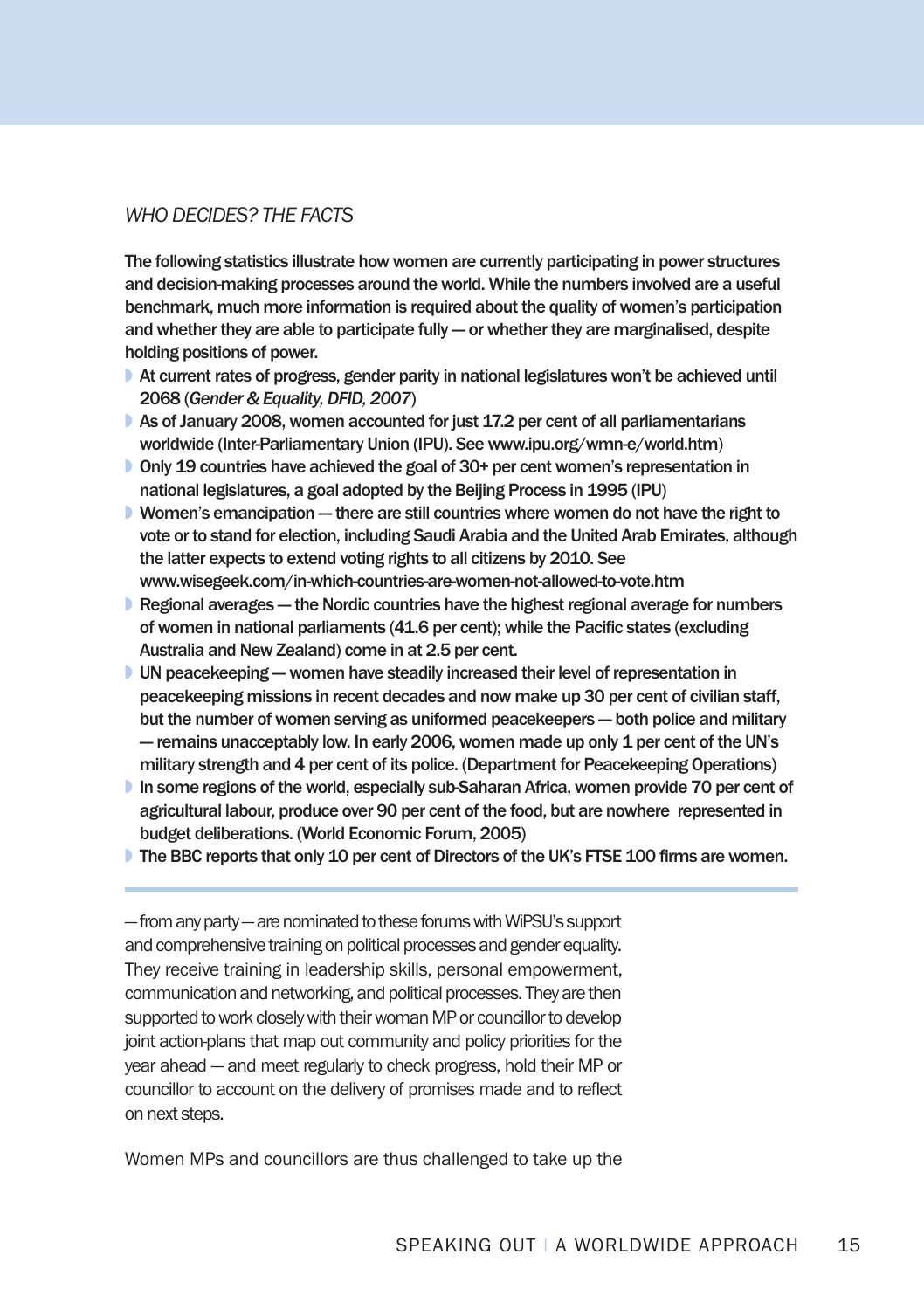## *WHO DECIDES? THE FACTS*

**The following statistics illustrate how women are currently participating in power structures and decision-making processes around the world. While the numbers involved are a useful benchmark, much more information is required about the quality of women's participation and whether they are able to participate fully — or whether they are marginalised, despite holding positions of power.**

- **At current rates of progress, gender parity in national legislatures won't be achieved until 2068 (*Gender & Equality, DFID, 2007*)**
- **As of January 2008, women accounted for just 17.2 per cent of all parliamentarians worldwide (Inter-Parliamentary Union (IPU). See www.ipu.org/wmn-e/world.htm)**
- **Only 19 countries have achieved the goal of 30+ per cent women's representation in national legislatures, a goal adopted by the Beijing Process in 1995 (IPU)**
- **Women's emancipation — there are still countries where women do not have the right to vote or to stand for election, including Saudi Arabia and the United Arab Emirates, although the latter expects to extend voting rights to all citizens by 2010. See www.wisegeek.com/in-which-countries-are-women-not-allowed-to-vote.htm**
- **Regional averages — the Nordic countries have the highest regional average for numbers of women in national parliaments (41.6 per cent); while the Pacific states (excluding Australia and New Zealand) come in at 2.5 per cent.**
- **UN peacekeeping — women have steadily increased their level of representation in peacekeeping missions in recent decades and now make up 30 per cent of civilian staff, but the number of women serving as uniformed peacekeepers — both police and military — remains unacceptably low. In early 2006, women made up only 1 per cent of the UN's military strength and 4 per cent of its police. (Department for Peacekeeping Operations)**
- **In some regions of the world, especially sub-Saharan Africa, women provide 70 per cent of agricultural labour, produce over 90 per cent of the food, but are nowhere represented in budget deliberations. (World Economic Forum, 2005)**
- **The BBC reports that only 10 per cent of Directors of the UK's FTSE 100 firms are women.**

— from any party — are nominated to these forums with WiPSU's support and comprehensive training on political processes and gender equality. They receive training in leadership skills, personal empowerment, communication and networking, and political processes. They are then supported to work closely with their woman MP or councillor to develop joint action-plans that map out community and policy priorities for the year ahead — and meet regularly to check progress, hold their MP or councillor to account on the delivery of promises made and to reflect on next steps.

Women MPs and councillors are thus challenged to take up the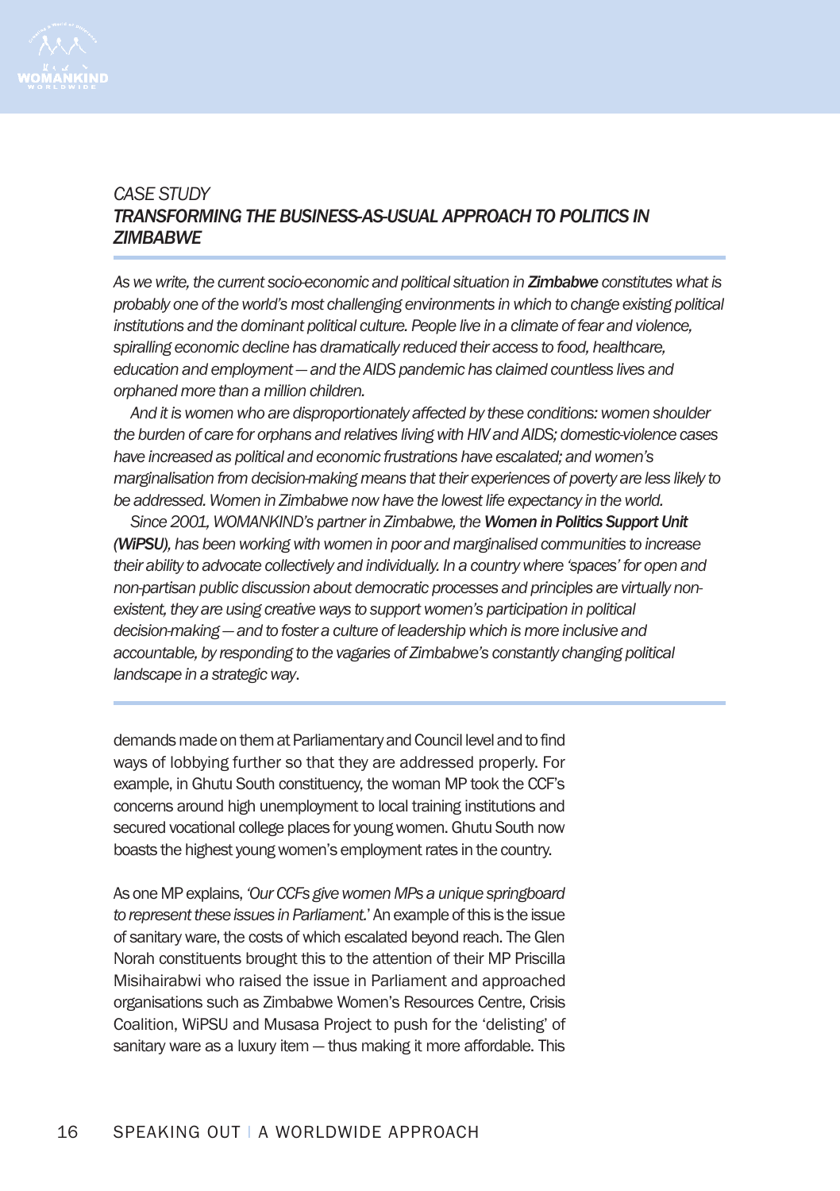*CASE STUDY*
## *TRANSFORMING THE BUSINESS-AS-USUAL APPROACH TO POLITICS IN ZIMBABWE*

*As we write, the current socio-economic and political situation in **Zimbabwe** constitutes what is probably one of the world's most challenging environments in which to change existing political institutions and the dominant political culture. People live in a climate of fear and violence, spiralling economic decline has dramatically reduced their access to food, healthcare, education and employment — and the AIDS pandemic has claimed countless lives and orphaned more than a million children.*

*And it is women who are disproportionately affected by these conditions: women shoulder the burden of care for orphans and relatives living with HIV and AIDS; domestic-violence cases have increased as political and economic frustrations have escalated; and women's marginalisation from decision-making means that their experiences of poverty are less likely to be addressed. Women in Zimbabwe now have the lowest life expectancy in the world.*

*Since 2001, WOMANKIND's partner in Zimbabwe, the **Women in Politics Support Unit (WiPSU)**, has been working with women in poor and marginalised communities to increase their ability to advocate collectively and individually. In a country where 'spaces' for open and non-partisan public discussion about democratic processes and principles are virtually non-existent, they are using creative ways to support women's participation in political decision-making — and to foster a culture of leadership which is more inclusive and accountable, by responding to the vagaries of Zimbabwe's constantly changing political landscape in a strategic way.*

demands made on them at Parliamentary and Council level and to find ways of lobbying further so that they are addressed properly. For example, in Ghutu South constituency, the woman MP took the CCF's concerns around high unemployment to local training institutions and secured vocational college places for young women. Ghutu South now boasts the highest young women's employment rates in the country.

As one MP explains, *'Our CCFs give women MPs a unique springboard to represent these issues in Parliament.'* An example of this is the issue of sanitary ware, the costs of which escalated beyond reach. The Glen Norah constituents brought this to the attention of their MP Priscilla Misihairabwi who raised the issue in Parliament and approached organisations such as Zimbabwe Women's Resources Centre, Crisis Coalition, WiPSU and Musasa Project to push for the 'delisting' of sanitary ware as a luxury item — thus making it more affordable. This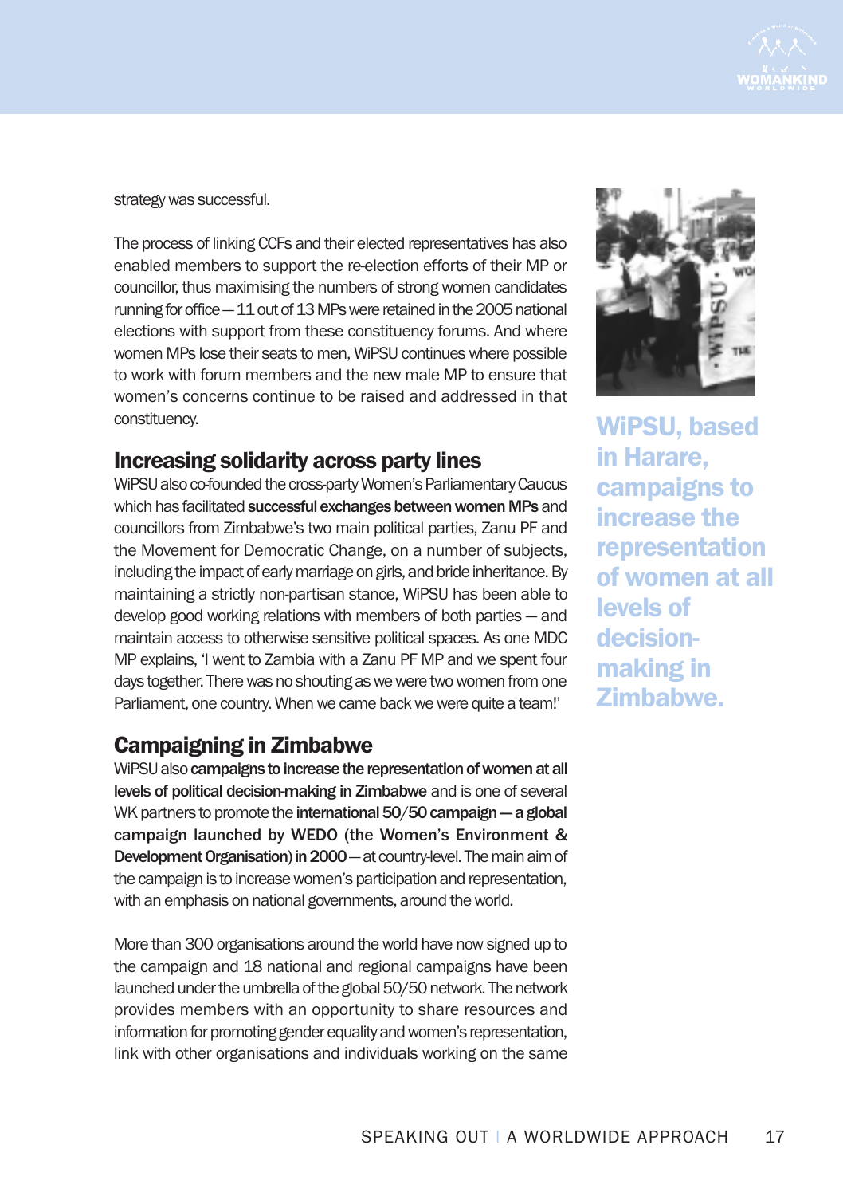strategy was successful.

The process of linking CCFs and their elected representatives has also enabled members to support the re-election efforts of their MP or councillor, thus maximising the numbers of strong women candidates running for office — 11 out of 13 MPs were retained in the 2005 national elections with support from these constituency forums. And where women MPs lose their seats to men, WiPSU continues where possible to work with forum members and the new male MP to ensure that women's concerns continue to be raised and addressed in that constituency.

**WiPSU, based in Harare, campaigns to increase the representation of women at all levels of decision-making in Zimbabwe.**

## Increasing solidarity across party lines

WiPSU also co-founded the cross-party Women's Parliamentary Caucus which has facilitated **successful exchanges between women MPs** and councillors from Zimbabwe's two main political parties, Zanu PF and the Movement for Democratic Change, on a number of subjects, including the impact of early marriage on girls, and bride inheritance. By maintaining a strictly non-partisan stance, WiPSU has been able to develop good working relations with members of both parties — and maintain access to otherwise sensitive political spaces. As one MDC MP explains, 'I went to Zambia with a Zanu PF MP and we spent four days together. There was no shouting as we were two women from one Parliament, one country. When we came back we were quite a team!'

## Campaigning in Zimbabwe

WiPSU also **campaigns to increase the representation of women at all levels of political decision-making in Zimbabwe** and is one of several WK partners to promote the **international 50/50 campaign — a global campaign launched by WEDO (the Women's Environment & Development Organisation) in 2000** — at country-level. The main aim of the campaign is to increase women's participation and representation, with an emphasis on national governments, around the world.

More than 300 organisations around the world have now signed up to the campaign and 18 national and regional campaigns have been launched under the umbrella of the global 50/50 network. The network provides members with an opportunity to share resources and information for promoting gender equality and women's representation, link with other organisations and individuals working on the same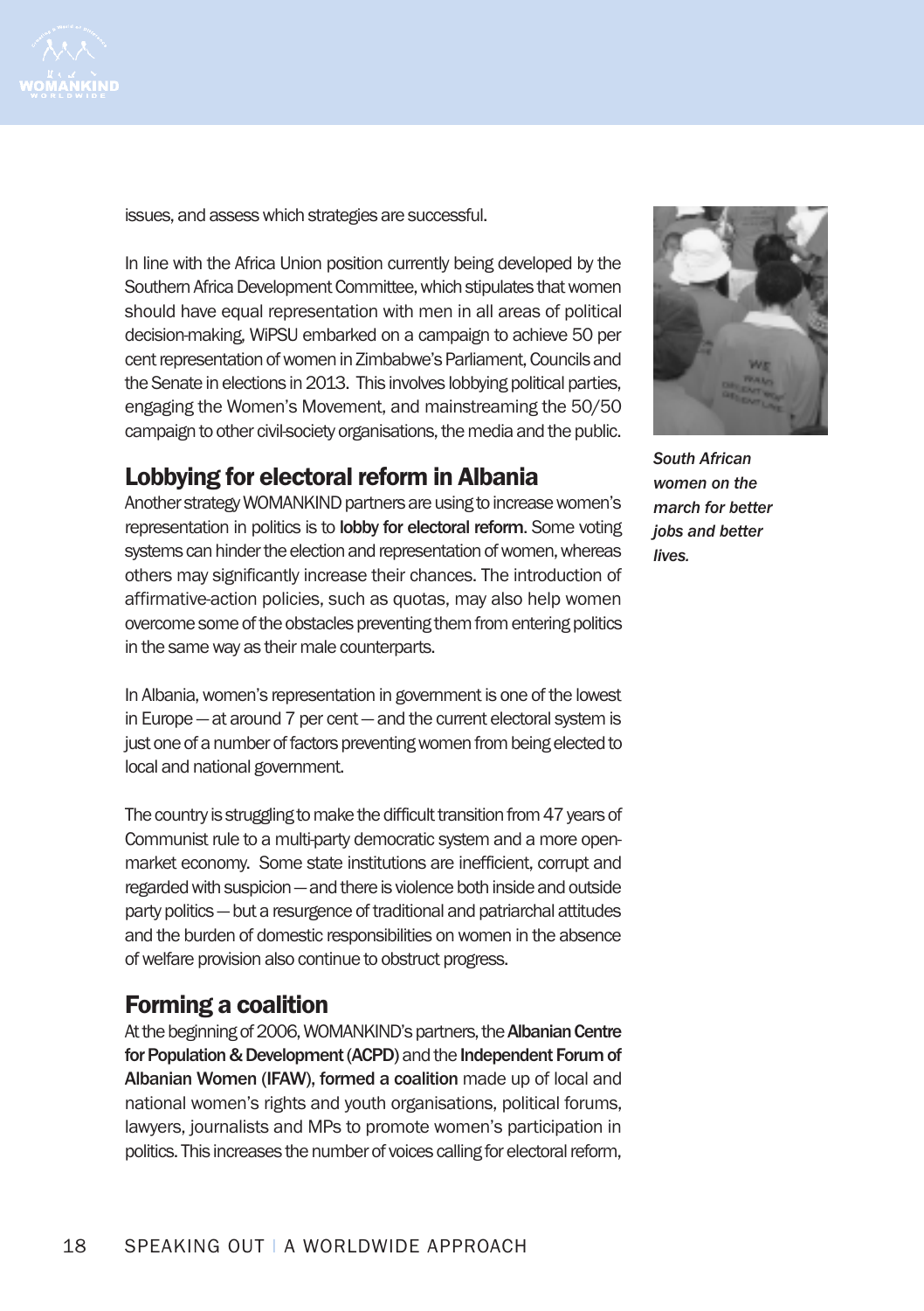issues, and assess which strategies are successful.

In line with the Africa Union position currently being developed by the Southern Africa Development Committee, which stipulates that women should have equal representation with men in all areas of political decision-making, WiPSU embarked on a campaign to achieve 50 per cent representation of women in Zimbabwe's Parliament, Councils and the Senate in elections in 2013. This involves lobbying political parties, engaging the Women's Movement, and mainstreaming the 50/50 campaign to other civil-society organisations, the media and the public.

*South African women on the march for better jobs and better lives.*

## Lobbying for electoral reform in Albania

Another strategy WOMANKIND partners are using to increase women's representation in politics is to **lobby for electoral reform**. Some voting systems can hinder the election and representation of women, whereas others may significantly increase their chances. The introduction of affirmative-action policies, such as quotas, may also help women overcome some of the obstacles preventing them from entering politics in the same way as their male counterparts.

In Albania, women's representation in government is one of the lowest in Europe — at around 7 per cent — and the current electoral system is just one of a number of factors preventing women from being elected to local and national government.

The country is struggling to make the difficult transition from 47 years of Communist rule to a multi-party democratic system and a more open-market economy. Some state institutions are inefficient, corrupt and regarded with suspicion — and there is violence both inside and outside party politics — but a resurgence of traditional and patriarchal attitudes and the burden of domestic responsibilities on women in the absence of welfare provision also continue to obstruct progress.

## Forming a coalition

At the beginning of 2006, WOMANKIND's partners, the **Albanian Centre for Population & Development** (**ACPD**) and the **Independent Forum of Albanian Women** (**IFAW**), **formed a coalition** made up of local and national women's rights and youth organisations, political forums, lawyers, journalists and MPs to promote women's participation in politics. This increases the number of voices calling for electoral reform,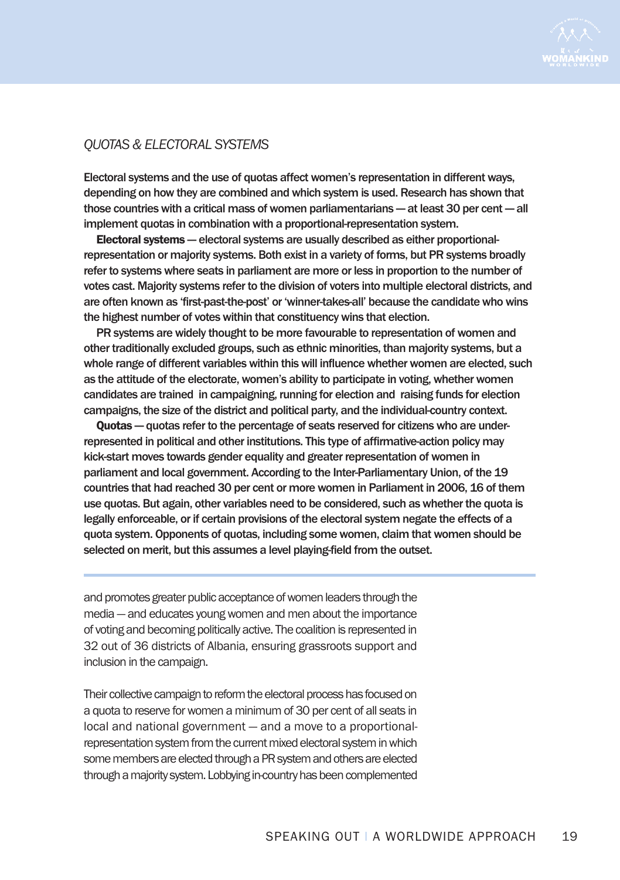## *QUOTAS & ELECTORAL SYSTEMS*

**Electoral systems and the use of quotas affect women's representation in different ways, depending on how they are combined and which system is used. Research has shown that those countries with a critical mass of women parliamentarians — at least 30 per cent — all implement quotas in combination with a proportional-representation system.**

**Electoral systems — electoral systems are usually described as either proportional-representation or majority systems. Both exist in a variety of forms, but PR systems broadly refer to systems where seats in parliament are more or less in proportion to the number of votes cast. Majority systems refer to the division of voters into multiple electoral districts, and are often known as 'first-past-the-post' or 'winner-takes-all' because the candidate who wins the highest number of votes within that constituency wins that election.**

**PR systems are widely thought to be more favourable to representation of women and other traditionally excluded groups, such as ethnic minorities, than majority systems, but a whole range of different variables within this will influence whether women are elected, such as the attitude of the electorate, women's ability to participate in voting, whether women candidates are trained in campaigning, running for election and raising funds for election campaigns, the size of the district and political party, and the individual-country context.**

**Quotas — quotas refer to the percentage of seats reserved for citizens who are under-represented in political and other institutions. This type of affirmative-action policy may kick-start moves towards gender equality and greater representation of women in parliament and local government. According to the Inter-Parliamentary Union, of the 19 countries that had reached 30 per cent or more women in Parliament in 2006, 16 of them use quotas. But again, other variables need to be considered, such as whether the quota is legally enforceable, or if certain provisions of the electoral system negate the effects of a quota system. Opponents of quotas, including some women, claim that women should be selected on merit, but this assumes a level playing-field from the outset.**

---

and promotes greater public acceptance of women leaders through the media — and educates young women and men about the importance of voting and becoming politically active. The coalition is represented in 32 out of 36 districts of Albania, ensuring grassroots support and inclusion in the campaign.

Their collective campaign to reform the electoral process has focused on a quota to reserve for women a minimum of 30 per cent of all seats in local and national government — and a move to a proportional-representation system from the current mixed electoral system in which some members are elected through a PR system and others are elected through a majority system. Lobbying in-country has been complemented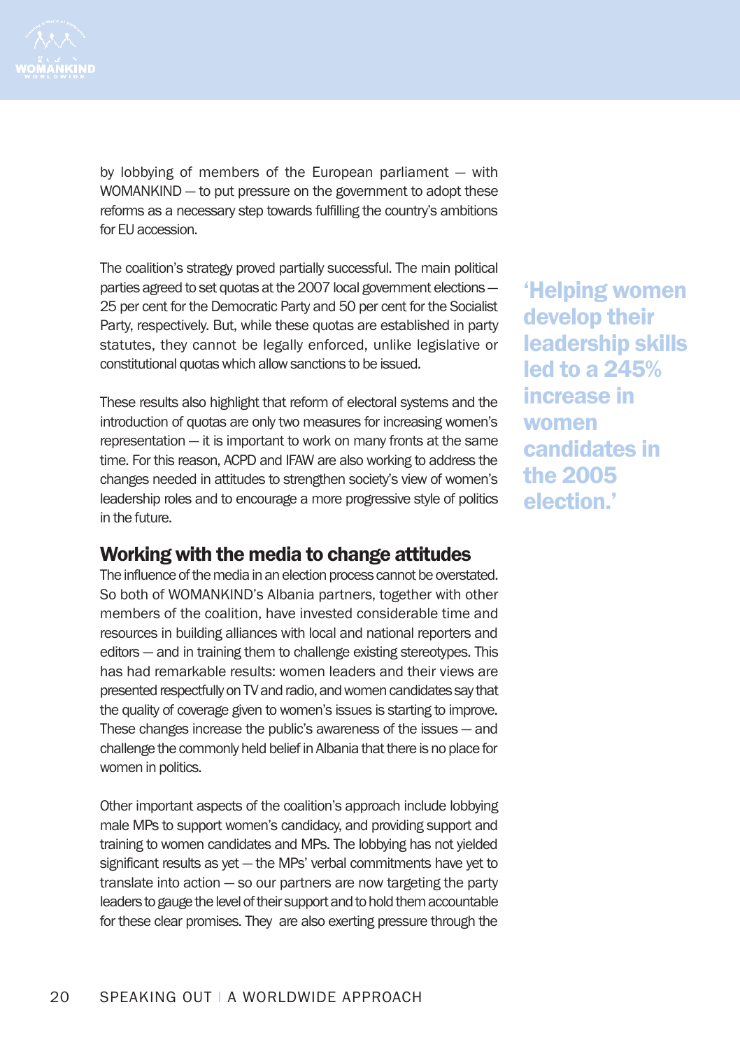by lobbying of members of the European parliament — with WOMANKIND — to put pressure on the government to adopt these reforms as a necessary step towards fulfilling the country's ambitions for EU accession.

The coalition's strategy proved partially successful. The main political parties agreed to set quotas at the 2007 local government elections — 25 per cent for the Democratic Party and 50 per cent for the Socialist Party, respectively. But, while these quotas are established in party statutes, they cannot be legally enforced, unlike legislative or constitutional quotas which allow sanctions to be issued.

These results also highlight that reform of electoral systems and the introduction of quotas are only two measures for increasing women's representation — it is important to work on many fronts at the same time. For this reason, ACPD and IFAW are also working to address the changes needed in attitudes to strengthen society's view of women's leadership roles and to encourage a more progressive style of politics in the future.

> **'Helping women develop their leadership skills led to a 245% increase in women candidates in the 2005 election.'**

## Working with the media to change attitudes

The influence of the media in an election process cannot be overstated. So both of WOMANKIND's Albania partners, together with other members of the coalition, have invested considerable time and resources in building alliances with local and national reporters and editors — and in training them to challenge existing stereotypes. This has had remarkable results: women leaders and their views are presented respectfully on TV and radio, and women candidates say that the quality of coverage given to women's issues is starting to improve. These changes increase the public's awareness of the issues — and challenge the commonly held belief in Albania that there is no place for women in politics.

Other important aspects of the coalition's approach include lobbying male MPs to support women's candidacy, and providing support and training to women candidates and MPs. The lobbying has not yielded significant results as yet — the MPs' verbal commitments have yet to translate into action — so our partners are now targeting the party leaders to gauge the level of their support and to hold them accountable for these clear promises. They are also exerting pressure through the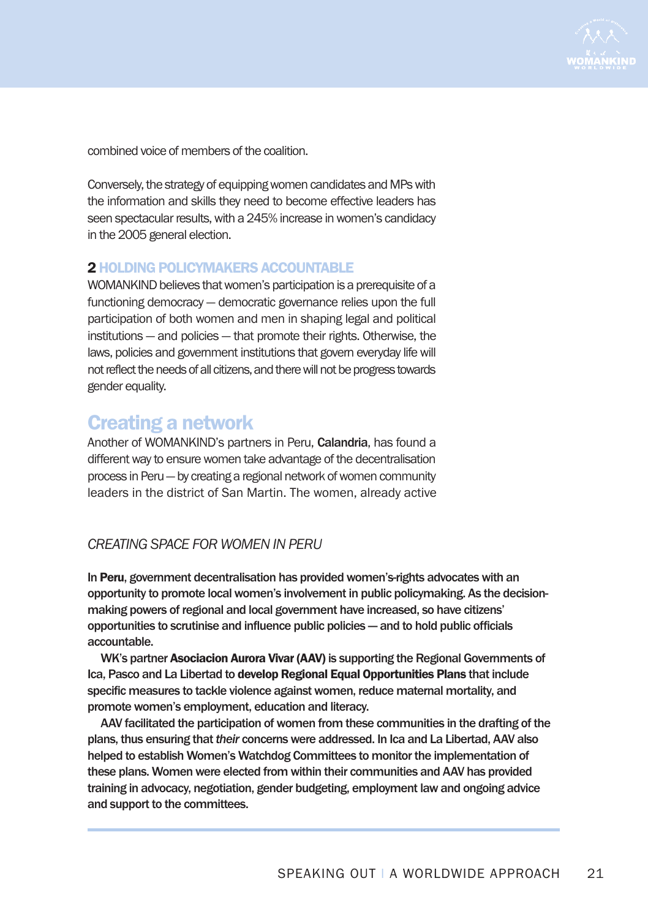combined voice of members of the coalition.

Conversely, the strategy of equipping women candidates and MPs with the information and skills they need to become effective leaders has seen spectacular results, with a 245% increase in women's candidacy in the 2005 general election.

### 2 HOLDING POLICYMAKERS ACCOUNTABLE

WOMANKIND believes that women's participation is a prerequisite of a functioning democracy — democratic governance relies upon the full participation of both women and men in shaping legal and political institutions — and policies — that promote their rights. Otherwise, the laws, policies and government institutions that govern everyday life will not reflect the needs of all citizens, and there will not be progress towards gender equality.

## Creating a network

Another of WOMANKIND's partners in Peru, **Calandria**, has found a different way to ensure women take advantage of the decentralisation process in Peru — by creating a regional network of women community leaders in the district of San Martin. The women, already active

*CREATING SPACE FOR WOMEN IN PERU*

In **Peru**, government decentralisation has provided women's-rights advocates with an opportunity to promote local women's involvement in public policymaking. As the decision-making powers of regional and local government have increased, so have citizens' opportunities to scrutinise and influence public policies — and to hold public officials accountable.

WK's partner **Asociacion Aurora Vivar (AAV)** is supporting the Regional Governments of Ica, Pasco and La Libertad to **develop Regional Equal Opportunities Plans** that include specific measures to tackle violence against women, reduce maternal mortality, and promote women's employment, education and literacy.

AAV facilitated the participation of women from these communities in the drafting of the plans, thus ensuring that *their* concerns were addressed. In Ica and La Libertad, AAV also helped to establish Women's Watchdog Committees to monitor the implementation of these plans. Women were elected from within their communities and AAV has provided training in advocacy, negotiation, gender budgeting, employment law and ongoing advice and support to the committees.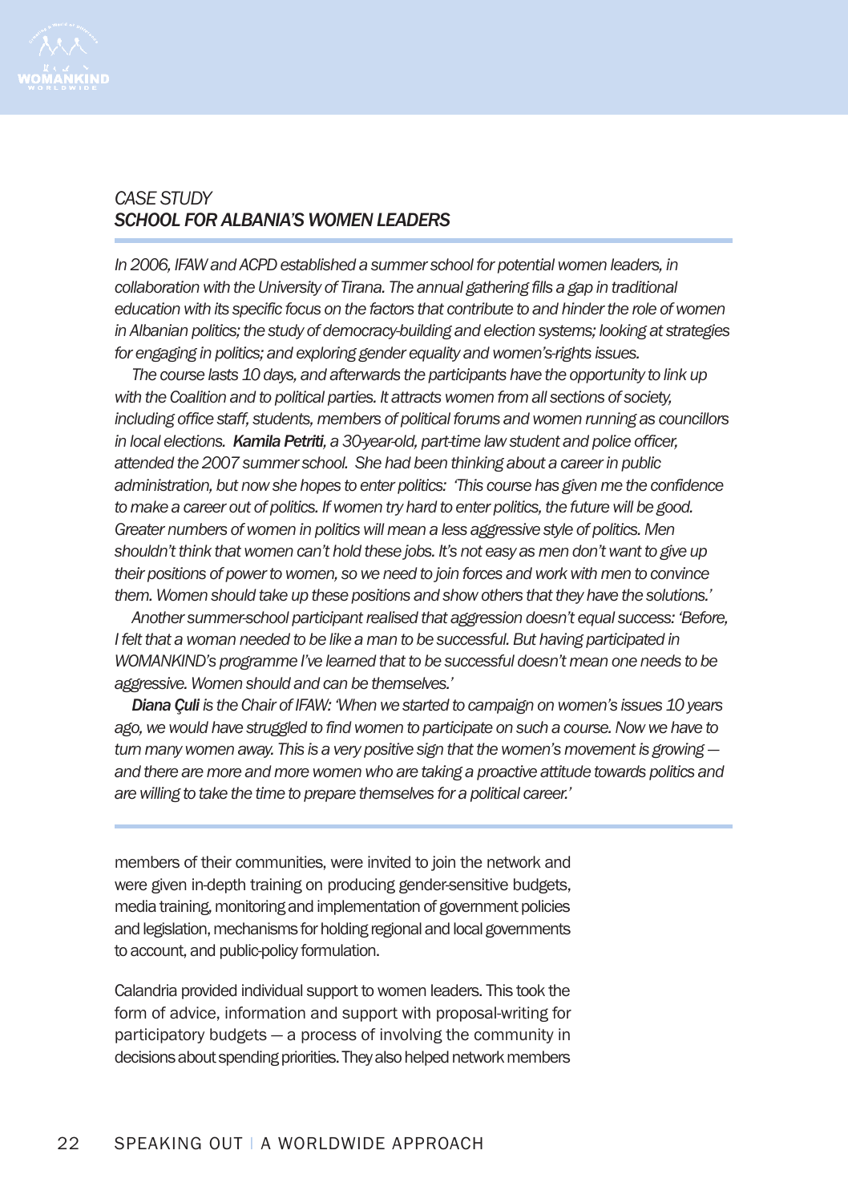## *CASE STUDY*
## *SCHOOL FOR ALBANIA'S WOMEN LEADERS*

*In 2006, IFAW and ACPD established a summer school for potential women leaders, in collaboration with the University of Tirana. The annual gathering fills a gap in traditional education with its specific focus on the factors that contribute to and hinder the role of women in Albanian politics; the study of democracy-building and election systems; looking at strategies for engaging in politics; and exploring gender equality and women's-rights issues.*

*The course lasts 10 days, and afterwards the participants have the opportunity to link up with the Coalition and to political parties. It attracts women from all sections of society, including office staff, students, members of political forums and women running as councillors in local elections.* ***Kamila Petriti****, a 30-year-old, part-time law student and police officer, attended the 2007 summer school. She had been thinking about a career in public administration, but now she hopes to enter politics: 'This course has given me the confidence to make a career out of politics. If women try hard to enter politics, the future will be good. Greater numbers of women in politics will mean a less aggressive style of politics. Men shouldn't think that women can't hold these jobs. It's not easy as men don't want to give up their positions of power to women, so we need to join forces and work with men to convince them. Women should take up these positions and show others that they have the solutions.'*

*Another summer-school participant realised that aggression doesn't equal success: 'Before, I felt that a woman needed to be like a man to be successful. But having participated in WOMANKIND's programme I've learned that to be successful doesn't mean one needs to be aggressive. Women should and can be themselves.'*

***Diana Çuli*** *is the Chair of IFAW: 'When we started to campaign on women's issues 10 years ago, we would have struggled to find women to participate on such a course. Now we have to turn many women away. This is a very positive sign that the women's movement is growing — and there are more and more women who are taking a proactive attitude towards politics and are willing to take the time to prepare themselves for a political career.'*

---

members of their communities, were invited to join the network and were given in-depth training on producing gender-sensitive budgets, media training, monitoring and implementation of government policies and legislation, mechanisms for holding regional and local governments to account, and public-policy formulation.

Calandria provided individual support to women leaders. This took the form of advice, information and support with proposal-writing for participatory budgets — a process of involving the community in decisions about spending priorities. They also helped network members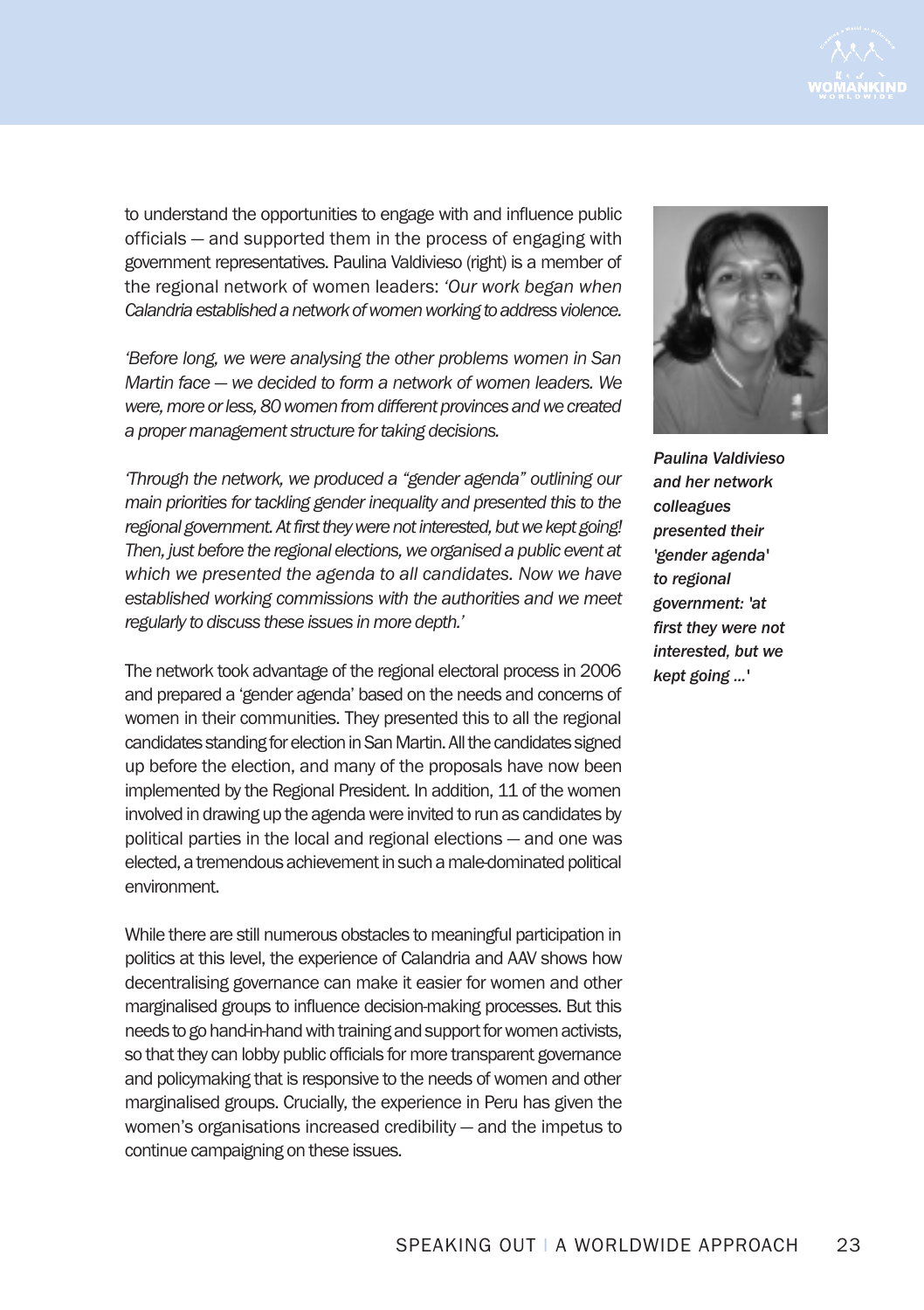to understand the opportunities to engage with and influence public officials – and supported them in the process of engaging with government representatives. Paulina Valdivieso (right) is a member of the regional network of women leaders: *'Our work began when Calandria established a network of women working to address violence.*

*'Before long, we were analysing the other problems women in San Martin face – we decided to form a network of women leaders. We were, more or less, 80 women from different provinces and we created a proper management structure for taking decisions.*

*'Through the network, we produced a "gender agenda" outlining our main priorities for tackling gender inequality and presented this to the regional government. At first they were not interested, but we kept going! Then, just before the regional elections, we organised a public event at which we presented the agenda to all candidates. Now we have established working commissions with the authorities and we meet regularly to discuss these issues in more depth.'*

The network took advantage of the regional electoral process in 2006 and prepared a 'gender agenda' based on the needs and concerns of women in their communities. They presented this to all the regional candidates standing for election in San Martin. All the candidates signed up before the election, and many of the proposals have now been implemented by the Regional President. In addition, 11 of the women involved in drawing up the agenda were invited to run as candidates by political parties in the local and regional elections – and one was elected, a tremendous achievement in such a male-dominated political environment.

While there are still numerous obstacles to meaningful participation in politics at this level, the experience of Calandria and AAV shows how decentralising governance can make it easier for women and other marginalised groups to influence decision-making processes. But this needs to go hand-in-hand with training and support for women activists, so that they can lobby public officials for more transparent governance and policymaking that is responsive to the needs of women and other marginalised groups. Crucially, the experience in Peru has given the women's organisations increased credibility – and the impetus to continue campaigning on these issues.

***Paulina Valdivieso and her network colleagues presented their 'gender agenda' to regional government: 'at first they were not interested, but we kept going ...'***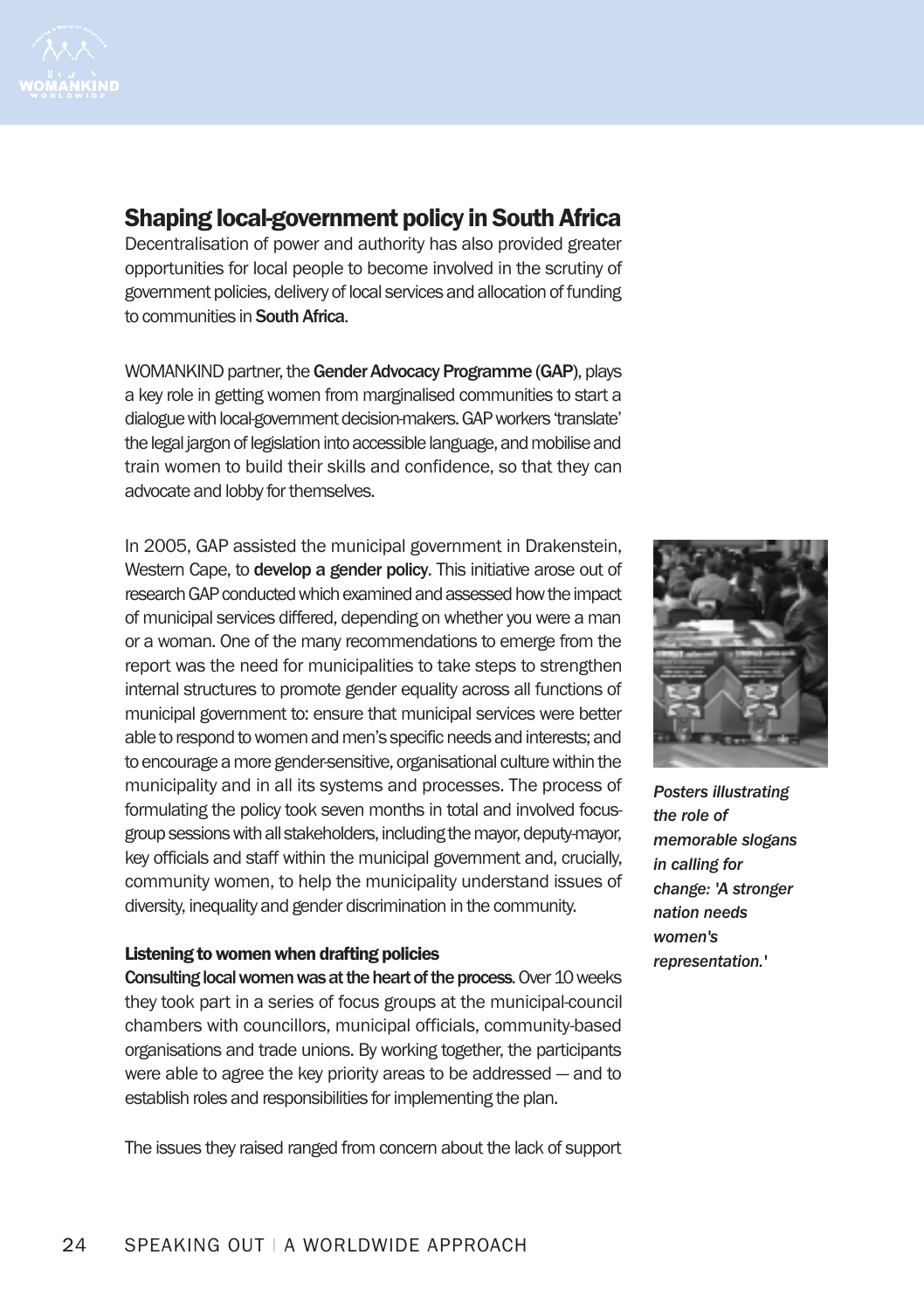## Shaping local-government policy in South Africa

Decentralisation of power and authority has also provided greater opportunities for local people to become involved in the scrutiny of government policies, delivery of local services and allocation of funding to communities in **South Africa**.

WOMANKIND partner, the **Gender Advocacy Programme (GAP)**, plays a key role in getting women from marginalised communities to start a dialogue with local-government decision-makers. GAP workers 'translate' the legal jargon of legislation into accessible language, and mobilise and train women to build their skills and confidence, so that they can advocate and lobby for themselves.

In 2005, GAP assisted the municipal government in Drakenstein, Western Cape, to **develop a gender policy**. This initiative arose out of research GAP conducted which examined and assessed how the impact of municipal services differed, depending on whether you were a man or a woman. One of the many recommendations to emerge from the report was the need for municipalities to take steps to strengthen internal structures to promote gender equality across all functions of municipal government to: ensure that municipal services were better able to respond to women and men's specific needs and interests; and to encourage a more gender-sensitive, organisational culture within the municipality and in all its systems and processes. The process of formulating the policy took seven months in total and involved focus-group sessions with all stakeholders, including the mayor, deputy-mayor, key officials and staff within the municipal government and, crucially, community women, to help the municipality understand issues of diversity, inequality and gender discrimination in the community.

*Posters illustrating the role of memorable slogans in calling for change: 'A stronger nation needs women's representation.'*

### Listening to women when drafting policies

**Consulting local women was at the heart of the process**. Over 10 weeks they took part in a series of focus groups at the municipal-council chambers with councillors, municipal officials, community-based organisations and trade unions. By working together, the participants were able to agree the key priority areas to be addressed – and to establish roles and responsibilities for implementing the plan.

The issues they raised ranged from concern about the lack of support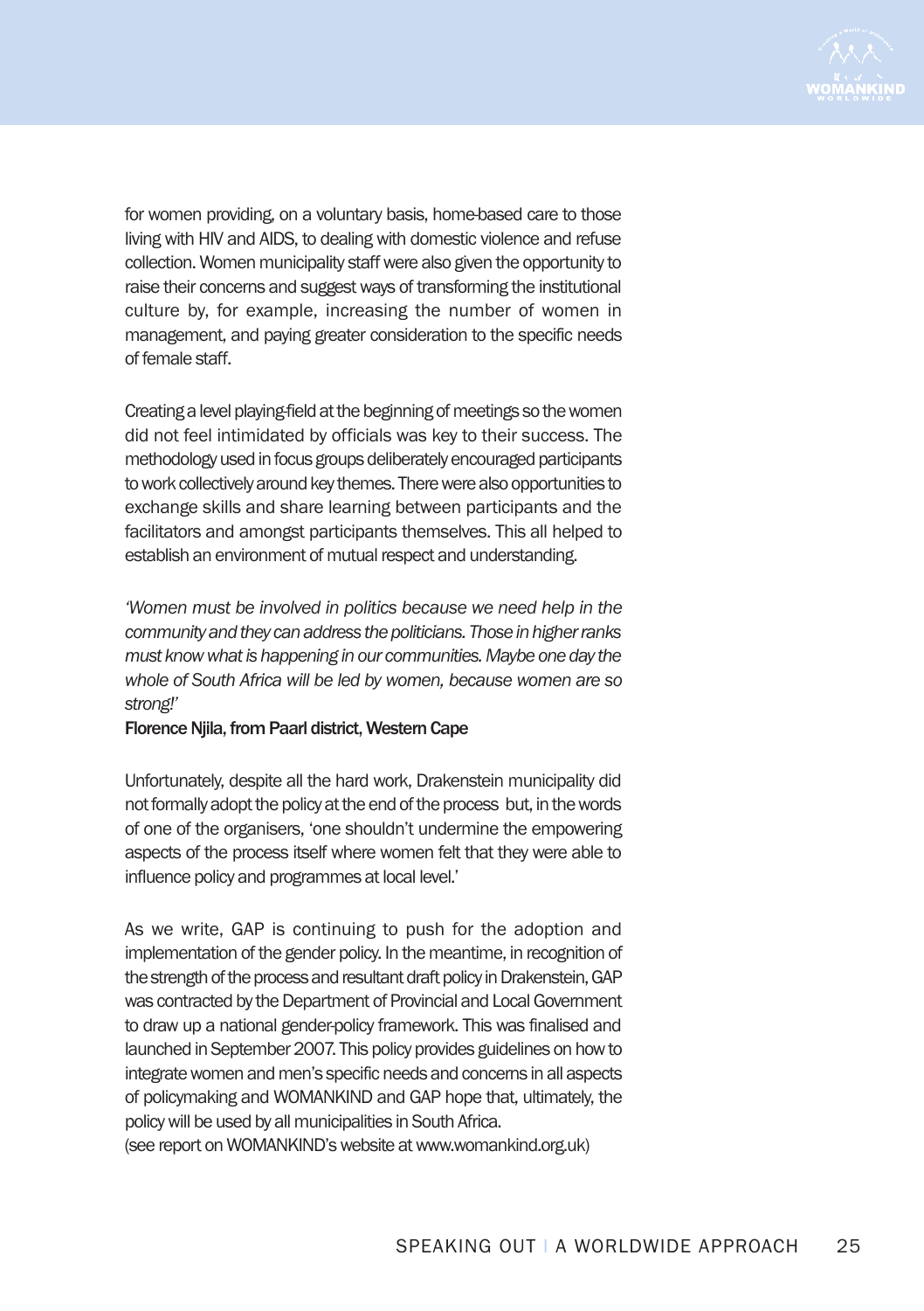for women providing, on a voluntary basis, home-based care to those living with HIV and AIDS, to dealing with domestic violence and refuse collection. Women municipality staff were also given the opportunity to raise their concerns and suggest ways of transforming the institutional culture by, for example, increasing the number of women in management, and paying greater consideration to the specific needs of female staff.

Creating a level playing-field at the beginning of meetings so the women did not feel intimidated by officials was key to their success. The methodology used in focus groups deliberately encouraged participants to work collectively around key themes. There were also opportunities to exchange skills and share learning between participants and the facilitators and amongst participants themselves. This all helped to establish an environment of mutual respect and understanding.

*'Women must be involved in politics because we need help in the community and they can address the politicians. Those in higher ranks must know what is happening in our communities. Maybe one day the whole of South Africa will be led by women, because women are so strong!'*

**Florence Njila, from Paarl district, Western Cape**

Unfortunately, despite all the hard work, Drakenstein municipality did not formally adopt the policy at the end of the process but, in the words of one of the organisers, 'one shouldn't undermine the empowering aspects of the process itself where women felt that they were able to influence policy and programmes at local level.'

As we write, GAP is continuing to push for the adoption and implementation of the gender policy. In the meantime, in recognition of the strength of the process and resultant draft policy in Drakenstein, GAP was contracted by the Department of Provincial and Local Government to draw up a national gender-policy framework. This was finalised and launched in September 2007. This policy provides guidelines on how to integrate women and men's specific needs and concerns in all aspects of policymaking and WOMANKIND and GAP hope that, ultimately, the policy will be used by all municipalities in South Africa.
(see report on WOMANKIND's website at www.womankind.org.uk)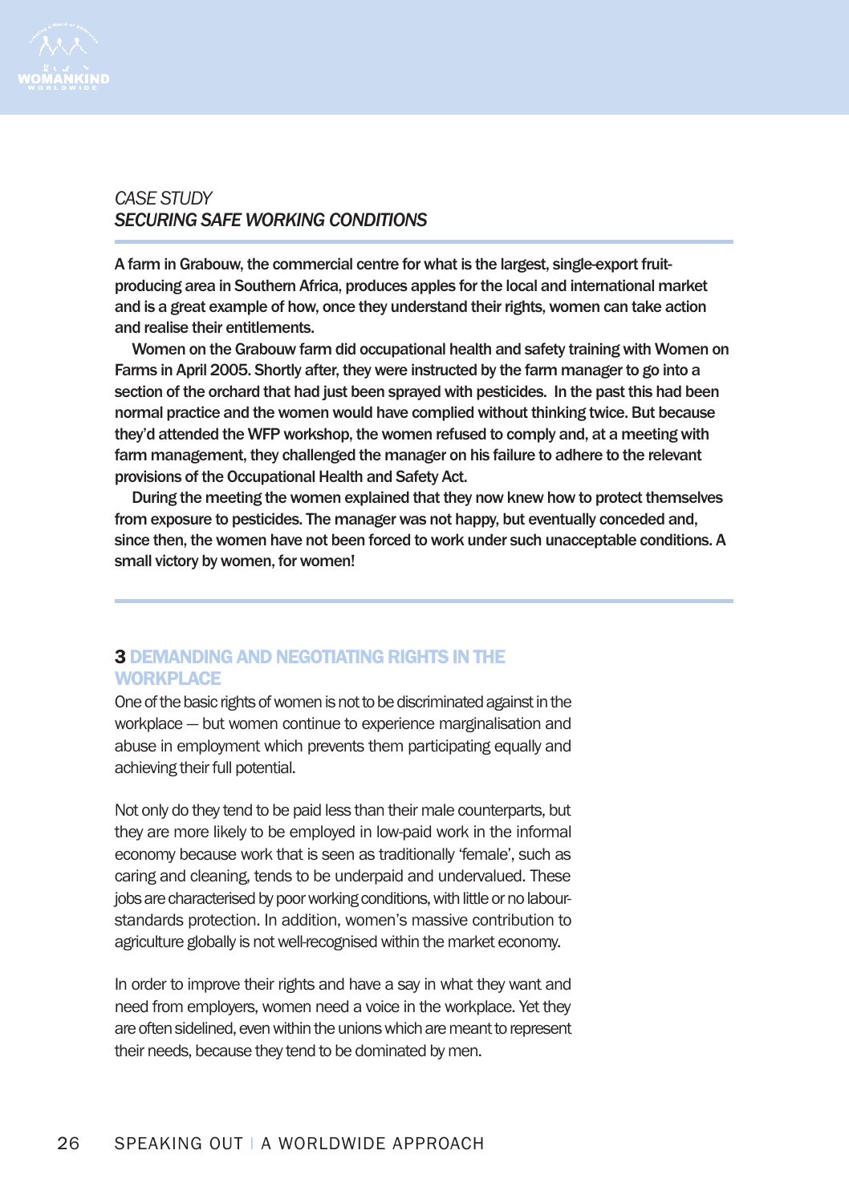*CASE STUDY*
***SECURING SAFE WORKING CONDITIONS***

**A farm in Grabouw, the commercial centre for what is the largest, single-export fruit-producing area in Southern Africa, produces apples for the local and international market and is a great example of how, once they understand their rights, women can take action and realise their entitlements.**

**Women on the Grabouw farm did occupational health and safety training with Women on Farms in April 2005. Shortly after, they were instructed by the farm manager to go into a section of the orchard that had just been sprayed with pesticides. In the past this had been normal practice and the women would have complied without thinking twice. But because they'd attended the WFP workshop, the women refused to comply and, at a meeting with farm management, they challenged the manager on his failure to adhere to the relevant provisions of the Occupational Health and Safety Act.**

**During the meeting the women explained that they now knew how to protect themselves from exposure to pesticides. The manager was not happy, but eventually conceded and, since then, the women have not been forced to work under such unacceptable conditions. A small victory by women, for women!**

## 3 DEMANDING AND NEGOTIATING RIGHTS IN THE WORKPLACE

One of the basic rights of women is not to be discriminated against in the workplace — but women continue to experience marginalisation and abuse in employment which prevents them participating equally and achieving their full potential.

Not only do they tend to be paid less than their male counterparts, but they are more likely to be employed in low-paid work in the informal economy because work that is seen as traditionally 'female', such as caring and cleaning, tends to be underpaid and undervalued. These jobs are characterised by poor working conditions, with little or no labour-standards protection. In addition, women's massive contribution to agriculture globally is not well-recognised within the market economy.

In order to improve their rights and have a say in what they want and need from employers, women need a voice in the workplace. Yet they are often sidelined, even within the unions which are meant to represent their needs, because they tend to be dominated by men.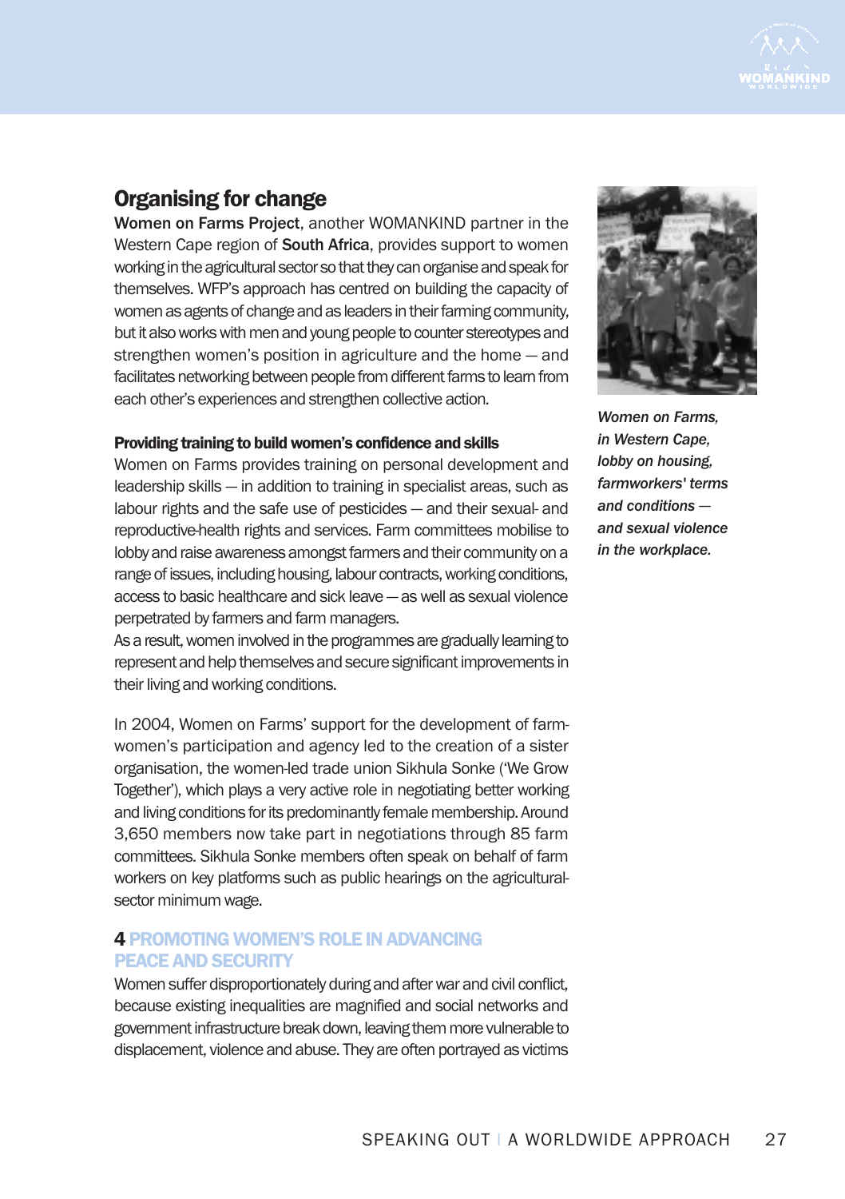## Organising for change

**Women on Farms Project**, another WOMANKIND partner in the Western Cape region of **South Africa**, provides support to women working in the agricultural sector so that they can organise and speak for themselves. WFP's approach has centred on building the capacity of women as agents of change and as leaders in their farming community, but it also works with men and young people to counter stereotypes and strengthen women's position in agriculture and the home — and facilitates networking between people from different farms to learn from each other's experiences and strengthen collective action.

*Women on Farms, in Western Cape, lobby on housing, farmworkers' terms and conditions — and sexual violence in the workplace.*

### Providing training to build women's confidence and skills

Women on Farms provides training on personal development and leadership skills — in addition to training in specialist areas, such as labour rights and the safe use of pesticides — and their sexual- and reproductive-health rights and services. Farm committees mobilise to lobby and raise awareness amongst farmers and their community on a range of issues, including housing, labour contracts, working conditions, access to basic healthcare and sick leave — as well as sexual violence perpetrated by farmers and farm managers.

As a result, women involved in the programmes are gradually learning to represent and help themselves and secure significant improvements in their living and working conditions.

In 2004, Women on Farms' support for the development of farm-women's participation and agency led to the creation of a sister organisation, the women-led trade union Sikhula Sonke ('We Grow Together'), which plays a very active role in negotiating better working and living conditions for its predominantly female membership. Around 3,650 members now take part in negotiations through 85 farm committees. Sikhula Sonke members often speak on behalf of farm workers on key platforms such as public hearings on the agricultural-sector minimum wage.

## 4 PROMOTING WOMEN'S ROLE IN ADVANCING PEACE AND SECURITY

Women suffer disproportionately during and after war and civil conflict, because existing inequalities are magnified and social networks and government infrastructure break down, leaving them more vulnerable to displacement, violence and abuse. They are often portrayed as victims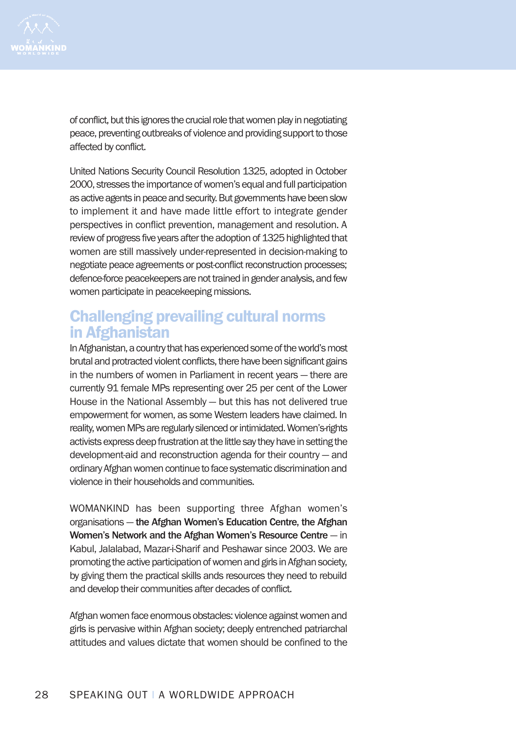of conflict, but this ignores the crucial role that women play in negotiating peace, preventing outbreaks of violence and providing support to those affected by conflict.

United Nations Security Council Resolution 1325, adopted in October 2000, stresses the importance of women's equal and full participation as active agents in peace and security. But governments have been slow to implement it and have made little effort to integrate gender perspectives in conflict prevention, management and resolution. A review of progress five years after the adoption of 1325 highlighted that women are still massively under-represented in decision-making to negotiate peace agreements or post-conflict reconstruction processes; defence-force peacekeepers are not trained in gender analysis, and few women participate in peacekeeping missions.

## Challenging prevailing cultural norms in Afghanistan

In Afghanistan, a country that has experienced some of the world's most brutal and protracted violent conflicts, there have been significant gains in the numbers of women in Parliament in recent years — there are currently 91 female MPs representing over 25 per cent of the Lower House in the National Assembly — but this has not delivered true empowerment for women, as some Western leaders have claimed. In reality, women MPs are regularly silenced or intimidated. Women's-rights activists express deep frustration at the little say they have in setting the development-aid and reconstruction agenda for their country — and ordinary Afghan women continue to face systematic discrimination and violence in their households and communities.

WOMANKIND has been supporting three Afghan women's organisations — **the Afghan Women's Education Centre, the Afghan Women's Network and the Afghan Women's Resource Centre** — in Kabul, Jalalabad, Mazar-i-Sharif and Peshawar since 2003. We are promoting the active participation of women and girls in Afghan society, by giving them the practical skills and resources they need to rebuild and develop their communities after decades of conflict.

Afghan women face enormous obstacles: violence against women and girls is pervasive within Afghan society; deeply entrenched patriarchal attitudes and values dictate that women should be confined to the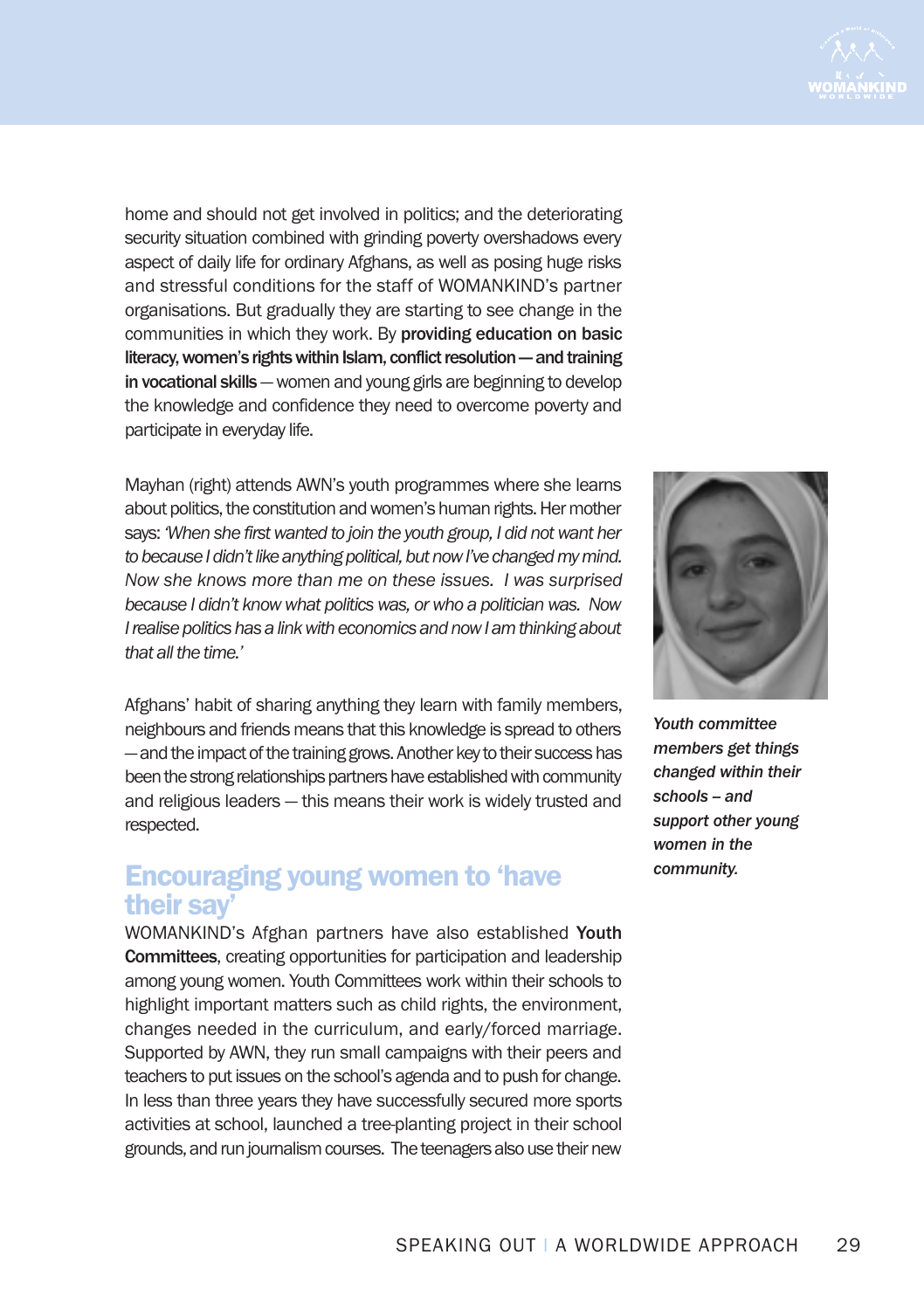home and should not get involved in politics; and the deteriorating security situation combined with grinding poverty overshadows every aspect of daily life for ordinary Afghans, as well as posing huge risks and stressful conditions for the staff of WOMANKIND's partner organisations. But gradually they are starting to see change in the communities in which they work. By **providing education on basic literacy, women's rights within Islam, conflict resolution — and training in vocational skills** — women and young girls are beginning to develop the knowledge and confidence they need to overcome poverty and participate in everyday life.

Mayhan (right) attends AWN's youth programmes where she learns about politics, the constitution and women's human rights. Her mother says: *'When she first wanted to join the youth group, I did not want her to because I didn't like anything political, but now I've changed my mind. Now she knows more than me on these issues. I was surprised because I didn't know what politics was, or who a politician was. Now I realise politics has a link with economics and now I am thinking about that all the time.'*

*Youth committee members get things changed within their schools – and support other young women in the community.*

Afghans' habit of sharing anything they learn with family members, neighbours and friends means that this knowledge is spread to others — and the impact of the training grows. Another key to their success has been the strong relationships partners have established with community and religious leaders — this means their work is widely trusted and respected.

## Encouraging young women to 'have their say'

WOMANKIND's Afghan partners have also established **Youth Committees**, creating opportunities for participation and leadership among young women. Youth Committees work within their schools to highlight important matters such as child rights, the environment, changes needed in the curriculum, and early/forced marriage. Supported by AWN, they run small campaigns with their peers and teachers to put issues on the school's agenda and to push for change. In less than three years they have successfully secured more sports activities at school, launched a tree-planting project in their school grounds, and run journalism courses. The teenagers also use their new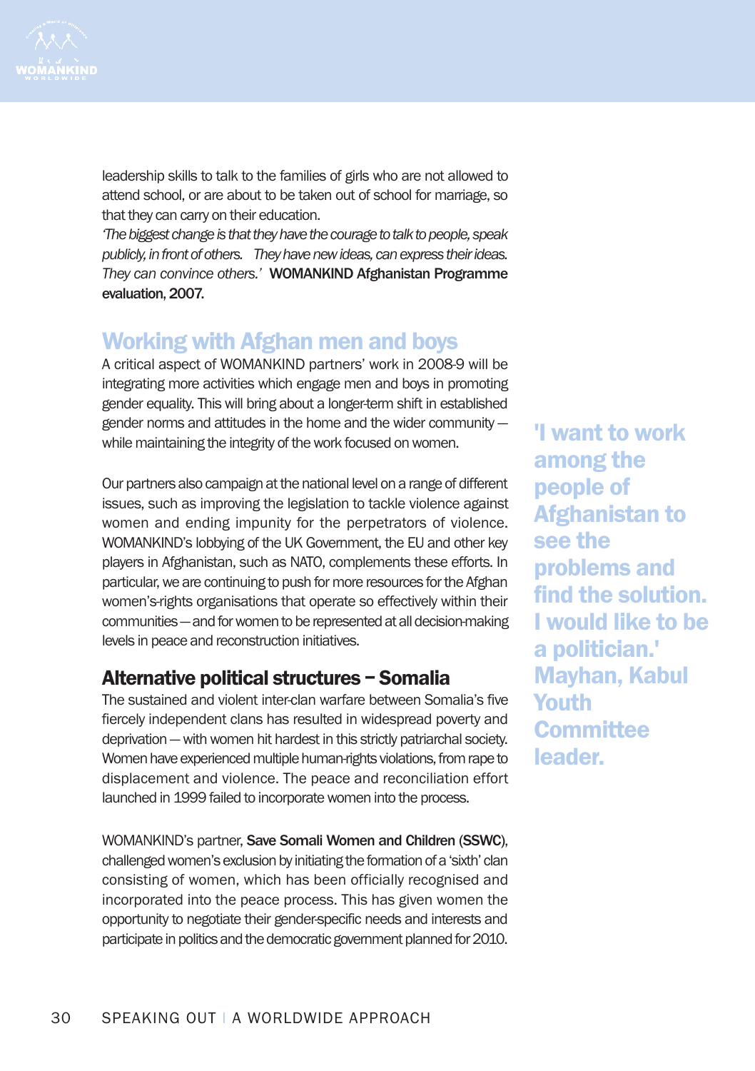leadership skills to talk to the families of girls who are not allowed to attend school, or are about to be taken out of school for marriage, so that they can carry on their education.

*'The biggest change is that they have the courage to talk to people, speak publicly, in front of others. They have new ideas, can express their ideas. They can convince others.'* **WOMANKIND Afghanistan Programme evaluation, 2007.**

## Working with Afghan men and boys

A critical aspect of WOMANKIND partners' work in 2008-9 will be integrating more activities which engage men and boys in promoting gender equality. This will bring about a longer-term shift in established gender norms and attitudes in the home and the wider community — while maintaining the integrity of the work focused on women.

Our partners also campaign at the national level on a range of different issues, such as improving the legislation to tackle violence against women and ending impunity for the perpetrators of violence. WOMANKIND's lobbying of the UK Government, the EU and other key players in Afghanistan, such as NATO, complements these efforts. In particular, we are continuing to push for more resources for the Afghan women's-rights organisations that operate so effectively within their communities — and for women to be represented at all decision-making levels in peace and reconstruction initiatives.

**'I want to work among the people of Afghanistan to see the problems and find the solution. I would like to be a politician.' Mayhan, Kabul Youth Committee leader.**

## Alternative political structures – Somalia

The sustained and violent inter-clan warfare between Somalia's five fiercely independent clans has resulted in widespread poverty and deprivation — with women hit hardest in this strictly patriarchal society. Women have experienced multiple human-rights violations, from rape to displacement and violence. The peace and reconciliation effort launched in 1999 failed to incorporate women into the process.

WOMANKIND's partner, **Save Somali Women and Children (SSWC)**, challenged women's exclusion by initiating the formation of a 'sixth' clan consisting of women, which has been officially recognised and incorporated into the peace process. This has given women the opportunity to negotiate their gender-specific needs and interests and participate in politics and the democratic government planned for 2010.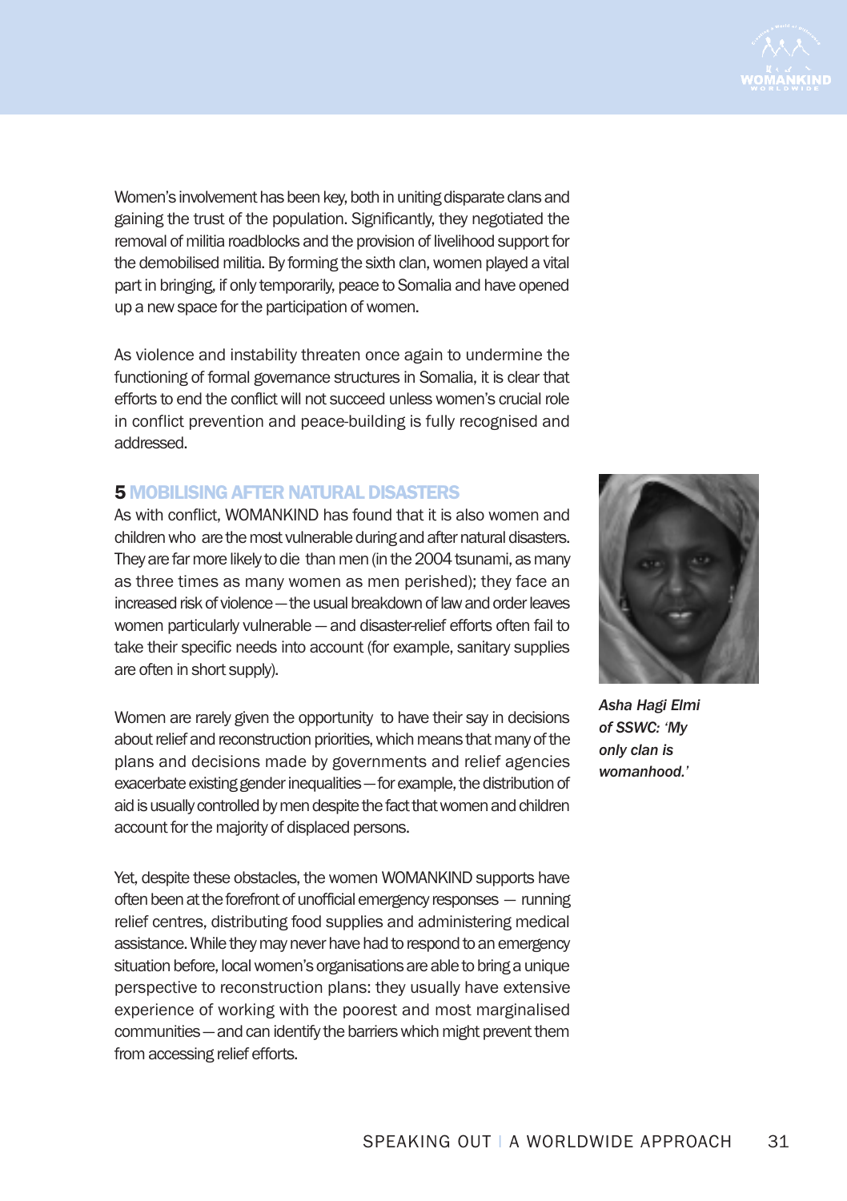Women's involvement has been key, both in uniting disparate clans and gaining the trust of the population. Significantly, they negotiated the removal of militia roadblocks and the provision of livelihood support for the demobilised militia. By forming the sixth clan, women played a vital part in bringing, if only temporarily, peace to Somalia and have opened up a new space for the participation of women.

As violence and instability threaten once again to undermine the functioning of formal governance structures in Somalia, it is clear that efforts to end the conflict will not succeed unless women's crucial role in conflict prevention and peace-building is fully recognised and addressed.

## 5 MOBILISING AFTER NATURAL DISASTERS

As with conflict, WOMANKIND has found that it is also women and children who are the most vulnerable during and after natural disasters. They are far more likely to die than men (in the 2004 tsunami, as many as three times as many women as men perished); they face an increased risk of violence — the usual breakdown of law and order leaves women particularly vulnerable — and disaster-relief efforts often fail to take their specific needs into account (for example, sanitary supplies are often in short supply).

Women are rarely given the opportunity to have their say in decisions about relief and reconstruction priorities, which means that many of the plans and decisions made by governments and relief agencies exacerbate existing gender inequalities — for example, the distribution of aid is usually controlled by men despite the fact that women and children account for the majority of displaced persons.

Yet, despite these obstacles, the women WOMANKIND supports have often been at the forefront of unofficial emergency responses — running relief centres, distributing food supplies and administering medical assistance. While they may never have had to respond to an emergency situation before, local women's organisations are able to bring a unique perspective to reconstruction plans: they usually have extensive experience of working with the poorest and most marginalised communities — and can identify the barriers which might prevent them from accessing relief efforts.

*Asha Hagi Elmi of SSWC: 'My only clan is womanhood.'*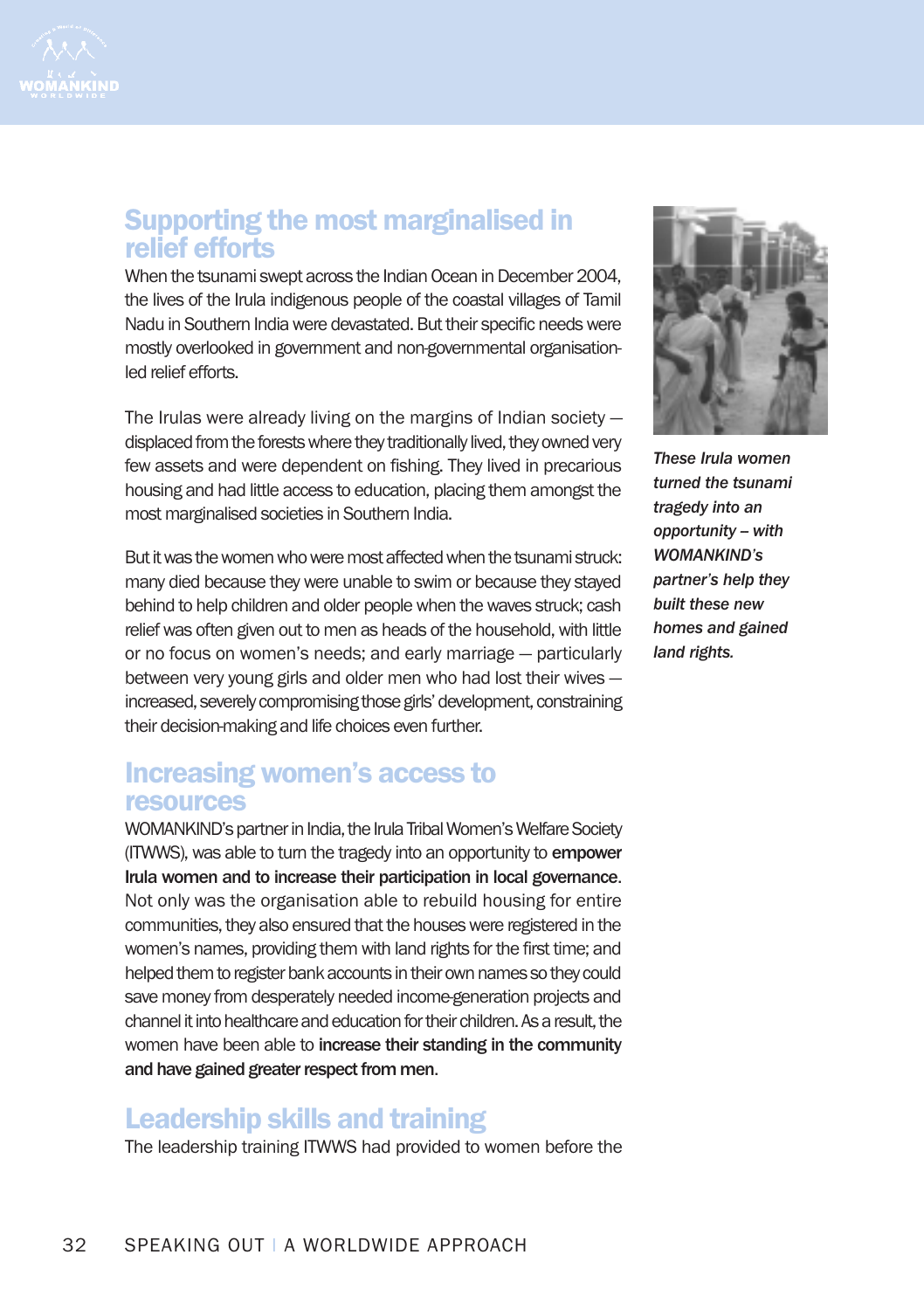## Supporting the most marginalised in relief efforts

When the tsunami swept across the Indian Ocean in December 2004, the lives of the Irula indigenous people of the coastal villages of Tamil Nadu in Southern India were devastated. But their specific needs were mostly overlooked in government and non-governmental organisation-led relief efforts.

The Irulas were already living on the margins of Indian society – displaced from the forests where they traditionally lived, they owned very few assets and were dependent on fishing. They lived in precarious housing and had little access to education, placing them amongst the most marginalised societies in Southern India.

But it was the women who were most affected when the tsunami struck: many died because they were unable to swim or because they stayed behind to help children and older people when the waves struck; cash relief was often given out to men as heads of the household, with little or no focus on women's needs; and early marriage – particularly between very young girls and older men who had lost their wives – increased, severely compromising those girls' development, constraining their decision-making and life choices even further.

*These Irula women turned the tsunami tragedy into an opportunity – with WOMANKIND's partner's help they built these new homes and gained land rights.*

## Increasing women's access to resources

WOMANKIND's partner in India, the Irula Tribal Women's Welfare Society (ITWWS), was able to turn the tragedy into an opportunity to **empower Irula women and to increase their participation in local governance**. Not only was the organisation able to rebuild housing for entire communities, they also ensured that the houses were registered in the women's names, providing them with land rights for the first time; and helped them to register bank accounts in their own names so they could save money from desperately needed income-generation projects and channel it into healthcare and education for their children. As a result, the women have been able to **increase their standing in the community and have gained greater respect from men**.

## Leadership skills and training

The leadership training ITWWS had provided to women before the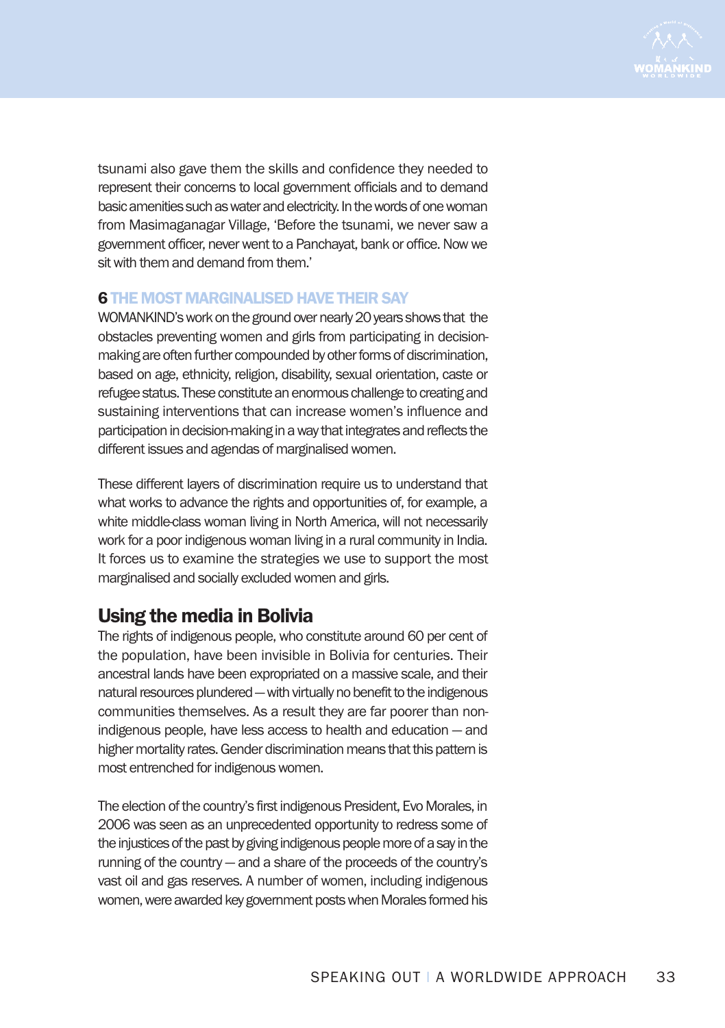tsunami also gave them the skills and confidence they needed to represent their concerns to local government officials and to demand basic amenities such as water and electricity. In the words of one woman from Masimaganagar Village, 'Before the tsunami, we never saw a government officer, never went to a Panchayat, bank or office. Now we sit with them and demand from them.'

### 6 THE MOST MARGINALISED HAVE THEIR SAY

WOMANKIND's work on the ground over nearly 20 years shows that the obstacles preventing women and girls from participating in decision-making are often further compounded by other forms of discrimination, based on age, ethnicity, religion, disability, sexual orientation, caste or refugee status. These constitute an enormous challenge to creating and sustaining interventions that can increase women's influence and participation in decision-making in a way that integrates and reflects the different issues and agendas of marginalised women.

These different layers of discrimination require us to understand that what works to advance the rights and opportunities of, for example, a white middle-class woman living in North America, will not necessarily work for a poor indigenous woman living in a rural community in India. It forces us to examine the strategies we use to support the most marginalised and socially excluded women and girls.

## Using the media in Bolivia

The rights of indigenous people, who constitute around 60 per cent of the population, have been invisible in Bolivia for centuries. Their ancestral lands have been expropriated on a massive scale, and their natural resources plundered — with virtually no benefit to the indigenous communities themselves. As a result they are far poorer than non-indigenous people, have less access to health and education — and higher mortality rates. Gender discrimination means that this pattern is most entrenched for indigenous women.

The election of the country's first indigenous President, Evo Morales, in 2006 was seen as an unprecedented opportunity to redress some of the injustices of the past by giving indigenous people more of a say in the running of the country — and a share of the proceeds of the country's vast oil and gas reserves. A number of women, including indigenous women, were awarded key government posts when Morales formed his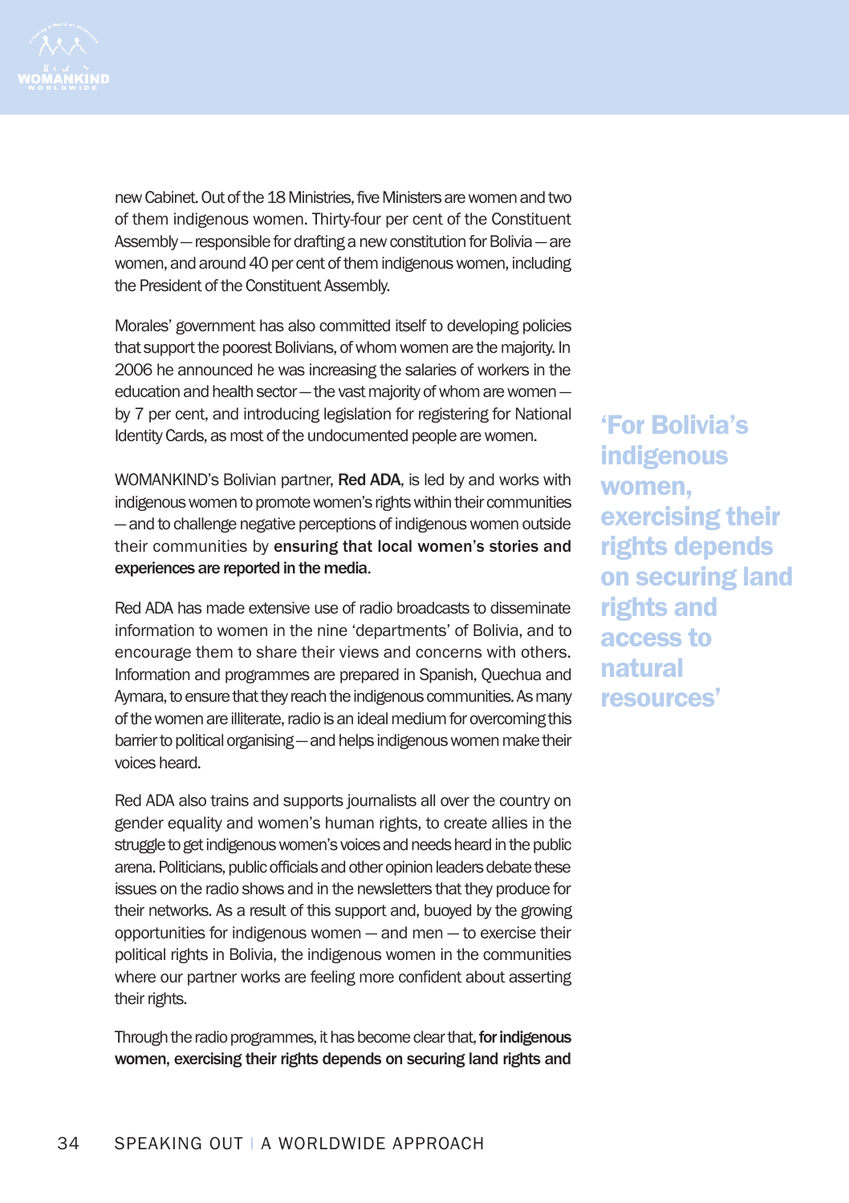new Cabinet. Out of the 18 Ministries, five Ministers are women and two of them indigenous women. Thirty-four per cent of the Constituent Assembly — responsible for drafting a new constitution for Bolivia — are women, and around 40 per cent of them indigenous women, including the President of the Constituent Assembly.

Morales' government has also committed itself to developing policies that support the poorest Bolivians, of whom women are the majority. In 2006 he announced he was increasing the salaries of workers in the education and health sector — the vast majority of whom are women — by 7 per cent, and introducing legislation for registering for National Identity Cards, as most of the undocumented people are women.

WOMANKIND's Bolivian partner, **Red ADA**, is led by and works with indigenous women to promote women's rights within their communities — and to challenge negative perceptions of indigenous women outside their communities by **ensuring that local women's stories and experiences are reported in the media**.

Red ADA has made extensive use of radio broadcasts to disseminate information to women in the nine 'departments' of Bolivia, and to encourage them to share their views and concerns with others. Information and programmes are prepared in Spanish, Quechua and Aymara, to ensure that they reach the indigenous communities. As many of the women are illiterate, radio is an ideal medium for overcoming this barrier to political organising — and helps indigenous women make their voices heard.

Red ADA also trains and supports journalists all over the country on gender equality and women's human rights, to create allies in the struggle to get indigenous women's voices and needs heard in the public arena. Politicians, public officials and other opinion leaders debate these issues on the radio shows and in the newsletters that they produce for their networks. As a result of this support and, buoyed by the growing opportunities for indigenous women — and men — to exercise their political rights in Bolivia, the indigenous women in the communities where our partner works are feeling more confident about asserting their rights.

Through the radio programmes, it has become clear that, **for indigenous women, exercising their rights depends on securing land rights and**

> **'For Bolivia's indigenous women, exercising their rights depends on securing land rights and access to natural resources'**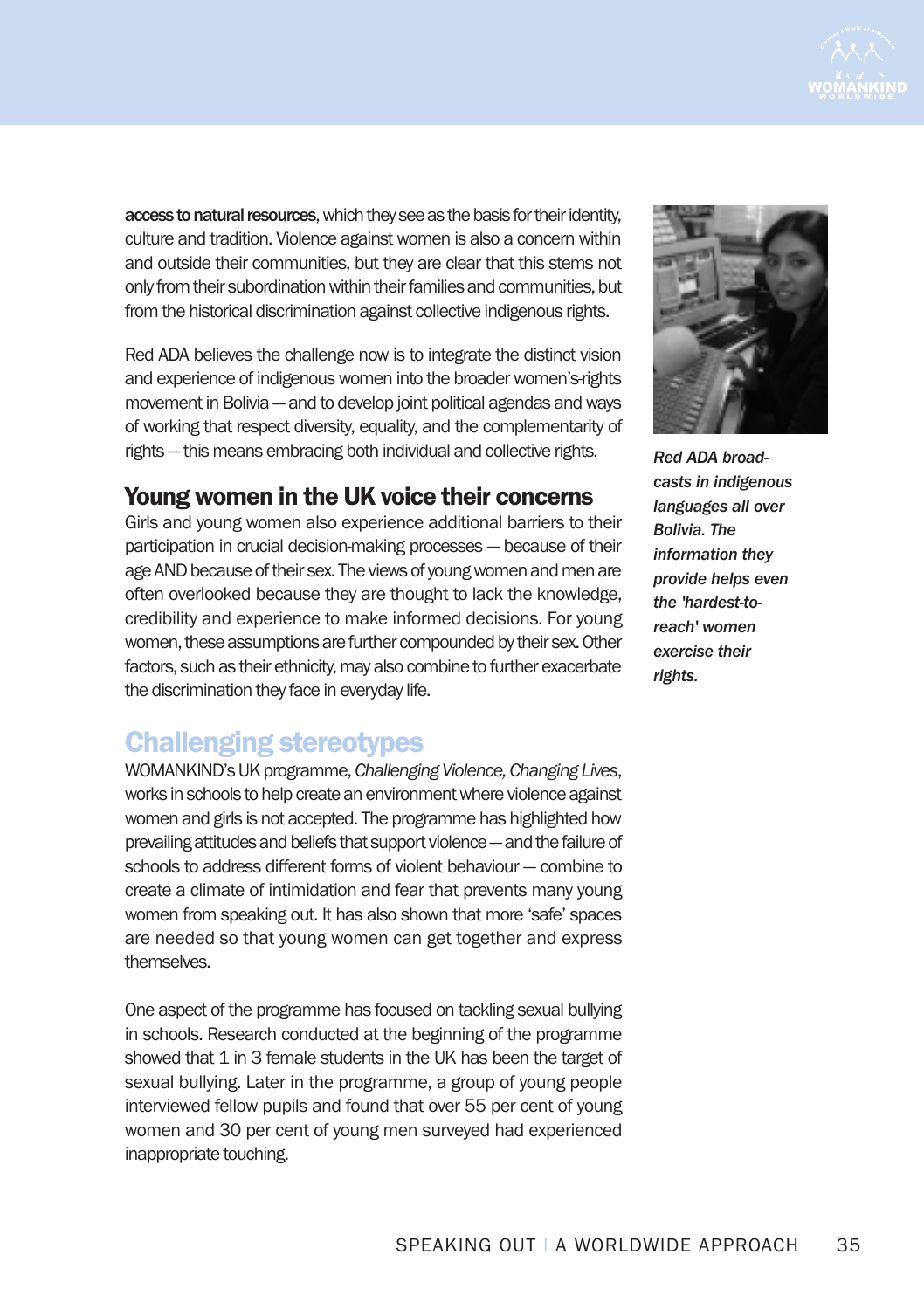**access to natural resources**, which they see as the basis for their identity, culture and tradition. Violence against women is also a concern within and outside their communities, but they are clear that this stems not only from their subordination within their families and communities, but from the historical discrimination against collective indigenous rights.

Red ADA believes the challenge now is to integrate the distinct vision and experience of indigenous women into the broader women's-rights movement in Bolivia — and to develop joint political agendas and ways of working that respect diversity, equality, and the complementarity of rights — this means embracing both individual and collective rights.

*Red ADA broadcasts in indigenous languages all over Bolivia. The information they provide helps even the 'hardest-to-reach' women exercise their rights.*

## Young women in the UK voice their concerns

Girls and young women also experience additional barriers to their participation in crucial decision-making processes — because of their age AND because of their sex. The views of young women and men are often overlooked because they are thought to lack the knowledge, credibility and experience to make informed decisions. For young women, these assumptions are further compounded by their sex. Other factors, such as their ethnicity, may also combine to further exacerbate the discrimination they face in everyday life.

## Challenging stereotypes

WOMANKIND's UK programme, *Challenging Violence, Changing Lives*, works in schools to help create an environment where violence against women and girls is not accepted. The programme has highlighted how prevailing attitudes and beliefs that support violence — and the failure of schools to address different forms of violent behaviour — combine to create a climate of intimidation and fear that prevents many young women from speaking out. It has also shown that more 'safe' spaces are needed so that young women can get together and express themselves.

One aspect of the programme has focused on tackling sexual bullying in schools. Research conducted at the beginning of the programme showed that 1 in 3 female students in the UK has been the target of sexual bullying. Later in the programme, a group of young people interviewed fellow pupils and found that over 55 per cent of young women and 30 per cent of young men surveyed had experienced inappropriate touching.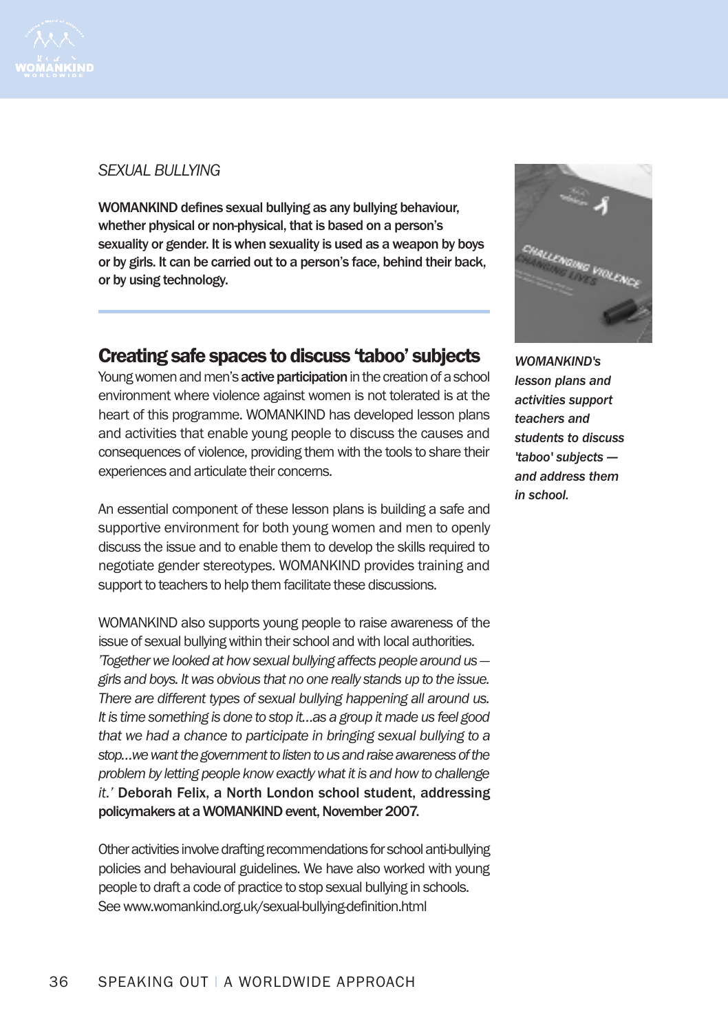*SEXUAL BULLYING*

**WOMANKIND defines sexual bullying as any bullying behaviour, whether physical or non-physical, that is based on a person's sexuality or gender. It is when sexuality is used as a weapon by boys or by girls. It can be carried out to a person's face, behind their back, or by using technology.**

## Creating safe spaces to discuss 'taboo' subjects

Young women and men's **active participation** in the creation of a school environment where violence against women is not tolerated is at the heart of this programme. WOMANKIND has developed lesson plans and activities that enable young people to discuss the causes and consequences of violence, providing them with the tools to share their experiences and articulate their concerns.

An essential component of these lesson plans is building a safe and supportive environment for both young women and men to openly discuss the issue and to enable them to develop the skills required to negotiate gender stereotypes. WOMANKIND provides training and support to teachers to help them facilitate these discussions.

WOMANKIND also supports young people to raise awareness of the issue of sexual bullying within their school and with local authorities. *'Together we looked at how sexual bullying affects people around us — girls and boys. It was obvious that no one really stands up to the issue. There are different types of sexual bullying happening all around us. It is time something is done to stop it...as a group it made us feel good that we had a chance to participate in bringing sexual bullying to a stop...we want the government to listen to us and raise awareness of the problem by letting people know exactly what it is and how to challenge it.'* **Deborah Felix, a North London school student, addressing policymakers at a WOMANKIND event, November 2007.**

Other activities involve drafting recommendations for school anti-bullying policies and behavioural guidelines. We have also worked with young people to draft a code of practice to stop sexual bullying in schools. See www.womankind.org.uk/sexual-bullying-definition.html

***WOMANKIND's lesson plans and activities support teachers and students to discuss 'taboo' subjects — and address them in school.***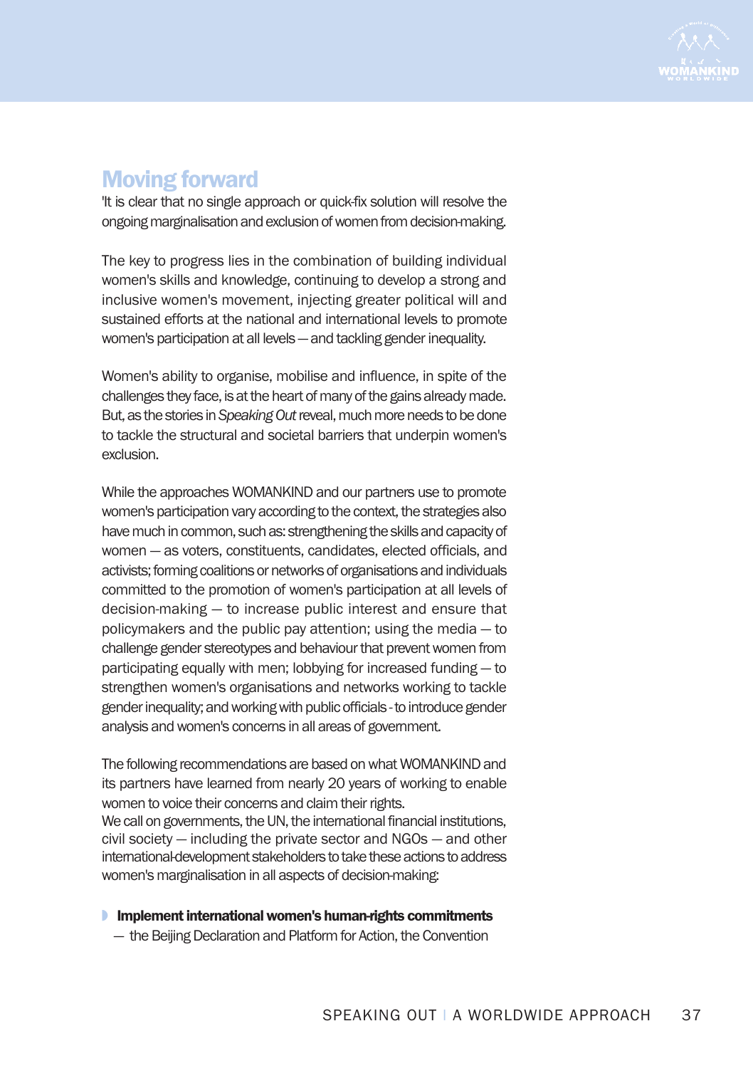## Moving forward

'It is clear that no single approach or quick-fix solution will resolve the ongoing marginalisation and exclusion of women from decision-making.

The key to progress lies in the combination of building individual women's skills and knowledge, continuing to develop a strong and inclusive women's movement, injecting greater political will and sustained efforts at the national and international levels to promote women's participation at all levels — and tackling gender inequality.

Women's ability to organise, mobilise and influence, in spite of the challenges they face, is at the heart of many of the gains already made. But, as the stories in *Speaking Out* reveal, much more needs to be done to tackle the structural and societal barriers that underpin women's exclusion.

While the approaches WOMANKIND and our partners use to promote women's participation vary according to the context, the strategies also have much in common, such as: strengthening the skills and capacity of women — as voters, constituents, candidates, elected officials, and activists; forming coalitions or networks of organisations and individuals committed to the promotion of women's participation at all levels of decision-making — to increase public interest and ensure that policymakers and the public pay attention; using the media — to challenge gender stereotypes and behaviour that prevent women from participating equally with men; lobbying for increased funding — to strengthen women's organisations and networks working to tackle gender inequality; and working with public officials - to introduce gender analysis and women's concerns in all areas of government.

The following recommendations are based on what WOMANKIND and its partners have learned from nearly 20 years of working to enable women to voice their concerns and claim their rights.
We call on governments, the UN, the international financial institutions, civil society — including the private sector and NGOs — and other international-development stakeholders to take these actions to address women's marginalisation in all aspects of decision-making:

- **Implement international women's human-rights commitments** — the Beijing Declaration and Platform for Action, the Convention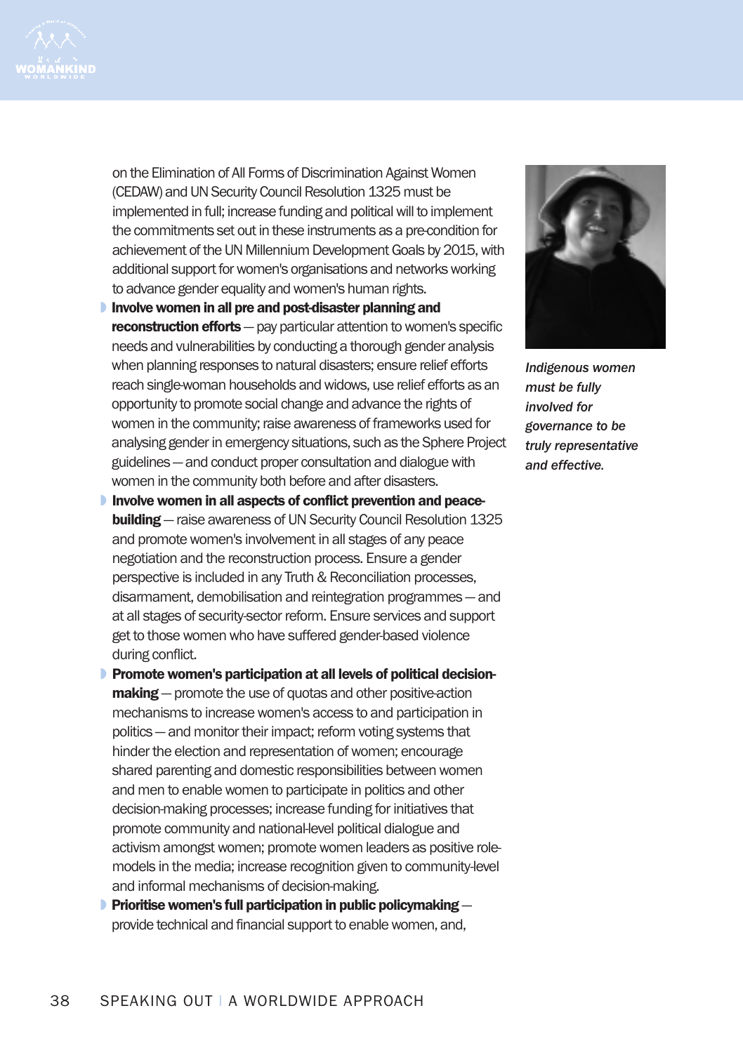on the Elimination of All Forms of Discrimination Against Women (CEDAW) and UN Security Council Resolution 1325 must be implemented in full; increase funding and political will to implement the commitments set out in these instruments as a pre-condition for achievement of the UN Millennium Development Goals by 2015, with additional support for women's organisations and networks working to advance gender equality and women's human rights.

- **Involve women in all pre and post-disaster planning and reconstruction efforts** — pay particular attention to women's specific needs and vulnerabilities by conducting a thorough gender analysis when planning responses to natural disasters; ensure relief efforts reach single-woman households and widows, use relief efforts as an opportunity to promote social change and advance the rights of women in the community; raise awareness of frameworks used for analysing gender in emergency situations, such as the Sphere Project guidelines — and conduct proper consultation and dialogue with women in the community both before and after disasters.
- **Involve women in all aspects of conflict prevention and peace-building** — raise awareness of UN Security Council Resolution 1325 and promote women's involvement in all stages of any peace negotiation and the reconstruction process. Ensure a gender perspective is included in any Truth & Reconciliation processes, disarmament, demobilisation and reintegration programmes — and at all stages of security-sector reform. Ensure services and support get to those women who have suffered gender-based violence during conflict.
- **Promote women's participation at all levels of political decision-making** — promote the use of quotas and other positive-action mechanisms to increase women's access to and participation in politics — and monitor their impact; reform voting systems that hinder the election and representation of women; encourage shared parenting and domestic responsibilities between women and men to enable women to participate in politics and other decision-making processes; increase funding for initiatives that promote community and national-level political dialogue and activism amongst women; promote women leaders as positive role-models in the media; increase recognition given to community-level and informal mechanisms of decision-making.
- **Prioritise women's full participation in public policymaking** — provide technical and financial support to enable women, and,

*Indigenous women must be fully involved for governance to be truly representative and effective.*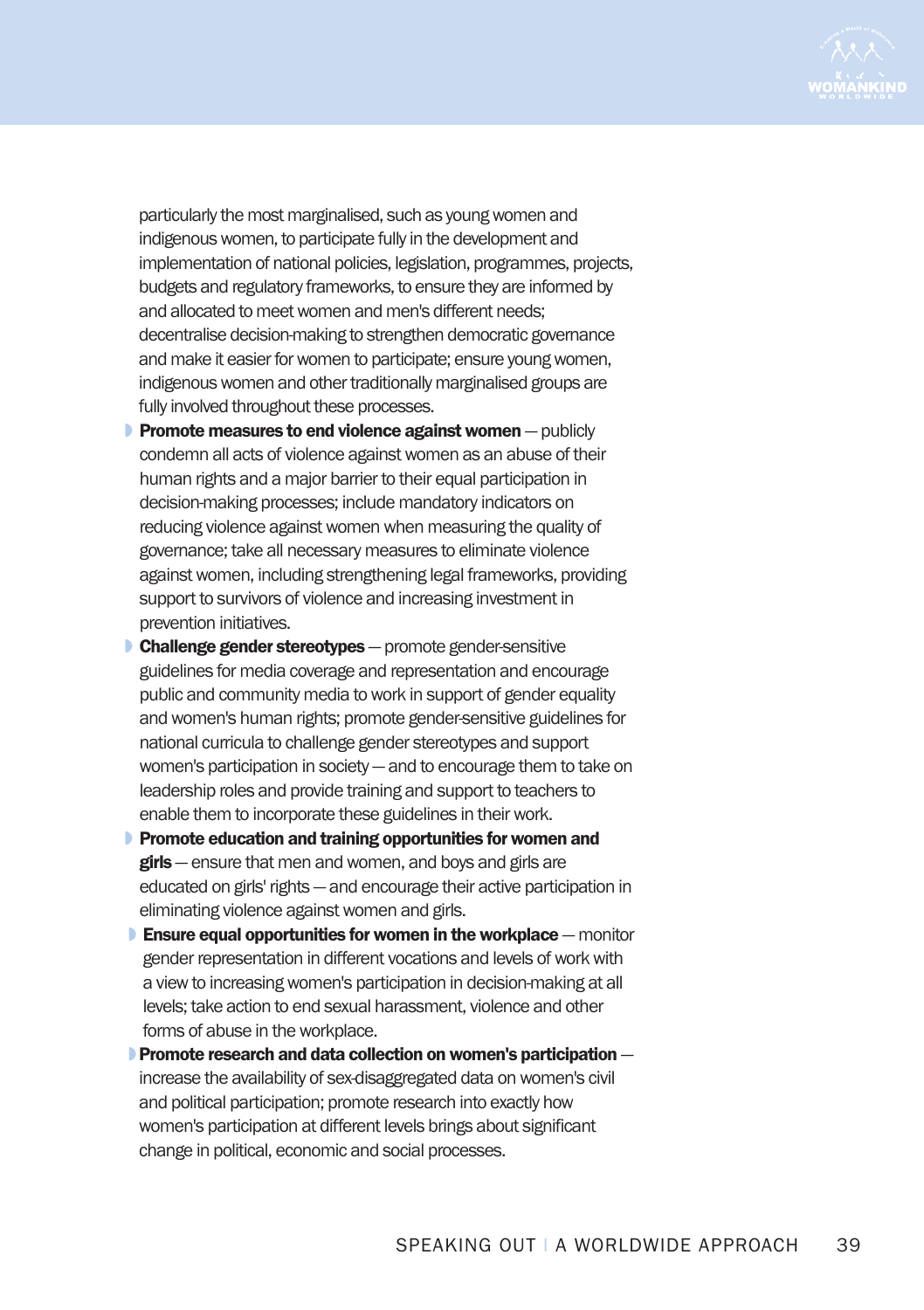particularly the most marginalised, such as young women and indigenous women, to participate fully in the development and implementation of national policies, legislation, programmes, projects, budgets and regulatory frameworks, to ensure they are informed by and allocated to meet women and men's different needs; decentralise decision-making to strengthen democratic governance and make it easier for women to participate; ensure young women, indigenous women and other traditionally marginalised groups are fully involved throughout these processes.

- **Promote measures to end violence against women** — publicly condemn all acts of violence against women as an abuse of their human rights and a major barrier to their equal participation in decision-making processes; include mandatory indicators on reducing violence against women when measuring the quality of governance; take all necessary measures to eliminate violence against women, including strengthening legal frameworks, providing support to survivors of violence and increasing investment in prevention initiatives.
- **Challenge gender stereotypes** — promote gender-sensitive guidelines for media coverage and representation and encourage public and community media to work in support of gender equality and women's human rights; promote gender-sensitive guidelines for national curricula to challenge gender stereotypes and support women's participation in society — and to encourage them to take on leadership roles and provide training and support to teachers to enable them to incorporate these guidelines in their work.
- **Promote education and training opportunities for women and girls** — ensure that men and women, and boys and girls are educated on girls' rights — and encourage their active participation in eliminating violence against women and girls.
- **Ensure equal opportunities for women in the workplace** — monitor gender representation in different vocations and levels of work with a view to increasing women's participation in decision-making at all levels; take action to end sexual harassment, violence and other forms of abuse in the workplace.
- **Promote research and data collection on women's participation** — increase the availability of sex-disaggregated data on women's civil and political participation; promote research into exactly how women's participation at different levels brings about significant change in political, economic and social processes.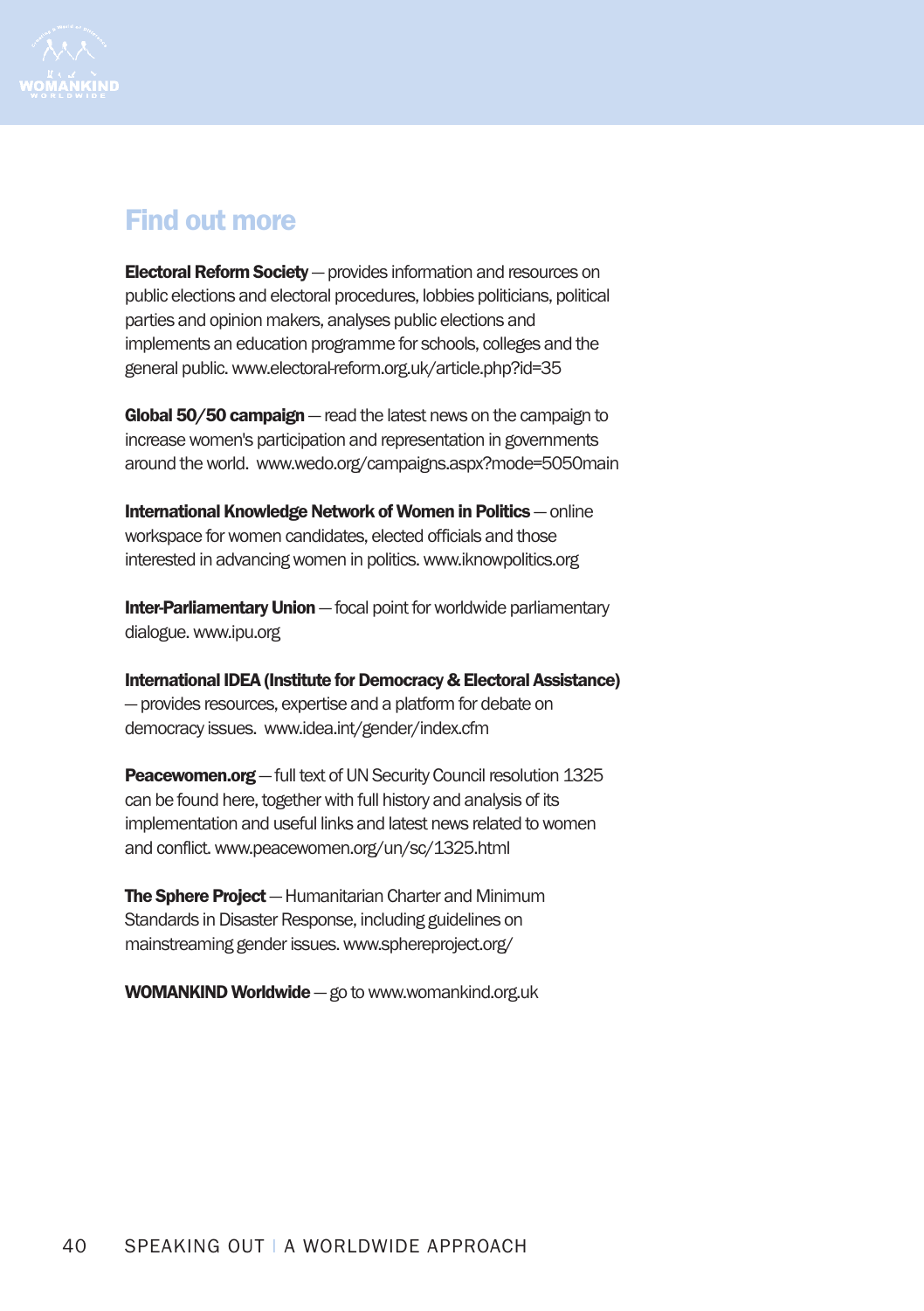## Find out more

**Electoral Reform Society** — provides information and resources on public elections and electoral procedures, lobbies politicians, political parties and opinion makers, analyses public elections and implements an education programme for schools, colleges and the general public. www.electoral-reform.org.uk/article.php?id=35

**Global 50/50 campaign** — read the latest news on the campaign to increase women's participation and representation in governments around the world. www.wedo.org/campaigns.aspx?mode=5050main

**International Knowledge Network of Women in Politics** — online workspace for women candidates, elected officials and those interested in advancing women in politics. www.iknowpolitics.org

**Inter-Parliamentary Union** — focal point for worldwide parliamentary dialogue. www.ipu.org

**International IDEA (Institute for Democracy & Electoral Assistance)** — provides resources, expertise and a platform for debate on democracy issues. www.idea.int/gender/index.cfm

**Peacewomen.org** — full text of UN Security Council resolution 1325 can be found here, together with full history and analysis of its implementation and useful links and latest news related to women and conflict. www.peacewomen.org/un/sc/1325.html

**The Sphere Project** — Humanitarian Charter and Minimum Standards in Disaster Response, including guidelines on mainstreaming gender issues. www.sphereproject.org/

**WOMANKIND Worldwide** — go to www.womankind.org.uk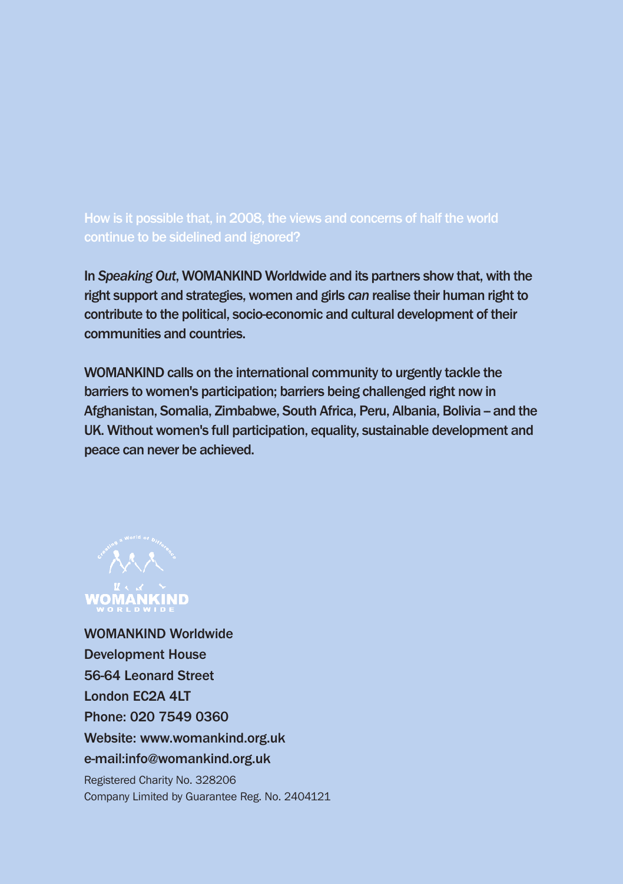How is it possible that, in 2008, the views and concerns of half the world continue to be sidelined and ignored?

In *Speaking Out*, WOMANKIND Worldwide and its partners show that, with the right support and strategies, women and girls *can* realise their human right to contribute to the political, socio-economic and cultural development of their communities and countries.

WOMANKIND calls on the international community to urgently tackle the barriers to women's participation; barriers being challenged right now in Afghanistan, Somalia, Zimbabwe, South Africa, Peru, Albania, Bolivia – and the UK. Without women's full participation, equality, sustainable development and peace can never be achieved.

Creating a World of Difference

WOMANKIND WORLDWIDE

WOMANKIND Worldwide
Development House
56-64 Leonard Street
London EC2A 4LT
Phone: 020 7549 0360
Website: www.womankind.org.uk
e-mail:info@womankind.org.uk

Registered Charity No. 328206
Company Limited by Guarantee Reg. No. 2404121